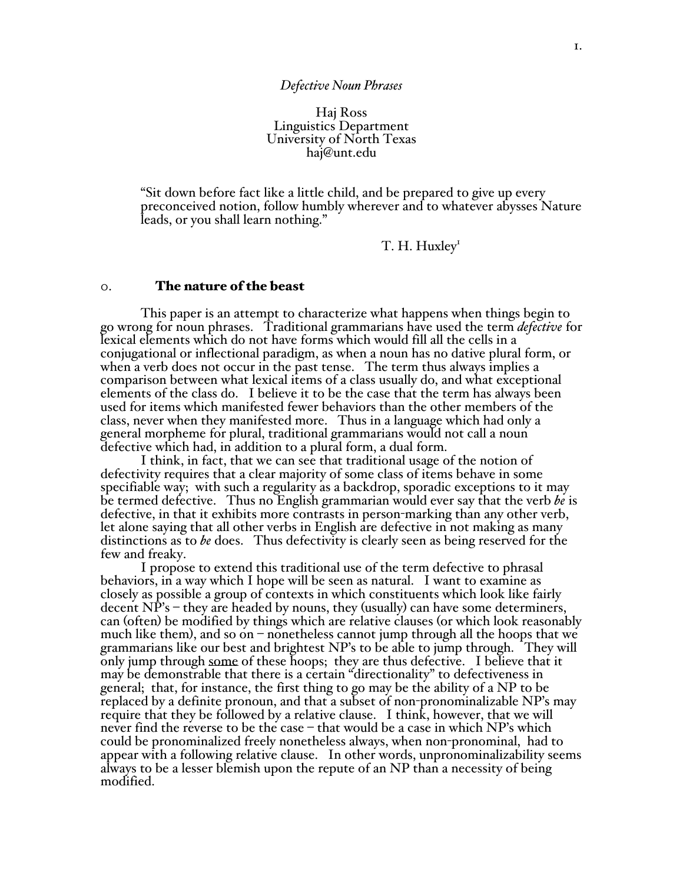*Defective Noun Phrases*

Haj Ross
Linguistics Department
University of North Texas
haj@unt.edu

> "Sit down before fact like a little child, and be prepared to give up every preconceived notion, follow humbly wherever and to whatever abysses Nature leads, or you shall learn nothing."
>
> T. H. Huxley[1]

## 0. The nature of the beast

This paper is an attempt to characterize what happens when things begin to go wrong for noun phrases. Traditional grammarians have used the term *defective* for lexical elements which do not have forms which would fill all the cells in a conjugational or inflectional paradigm, as when a noun has no dative plural form, or when a verb does not occur in the past tense. The term thus always implies a comparison between what lexical items of a class usually do, and what exceptional elements of the class do. I believe it to be the case that the term has always been used for items which manifested fewer behaviors than the other members of the class, never when they manifested more. Thus in a language which had only a general morpheme for plural, traditional grammarians would not call a noun defective which had, in addition to a plural form, a dual form.

I think, in fact, that we can see that traditional usage of the notion of defectivity requires that a clear majority of some class of items behave in some specifiable way; with such a regularity as a backdrop, sporadic exceptions to it may be termed defective. Thus no English grammarian would ever say that the verb *be* is defective, in that it exhibits more contrasts in person-marking than any other verb, let alone saying that all other verbs in English are defective in not making as many distinctions as to *be* does. Thus defectivity is clearly seen as being reserved for the few and freaky.

I propose to extend this traditional use of the term defective to phrasal behaviors, in a way which I hope will be seen as natural. I want to examine as closely as possible a group of contexts in which constituents which look like fairly decent NP's – they are headed by nouns, they (usually) can have some determiners, can (often) be modified by things which are relative clauses (or which look reasonably much like them), and so on – nonetheless cannot jump through all the hoops that we grammarians like our best and brightest NP's to be able to jump through. They will only jump through <u>some</u> of these hoops; they are thus defective. I believe that it may be demonstrable that there is a certain "directionality" to defectiveness in general; that, for instance, the first thing to go may be the ability of a NP to be replaced by a definite pronoun, and that a subset of non-pronominalizable NP's may require that they be followed by a relative clause. I think, however, that we will never find the reverse to be the case – that would be a case in which NP's which could be pronominalized freely nonetheless always, when non-pronominal, had to appear with a following relative clause. In other words, unpronominalizability seems always to be a lesser blemish upon the repute of an NP than a necessity of being modified.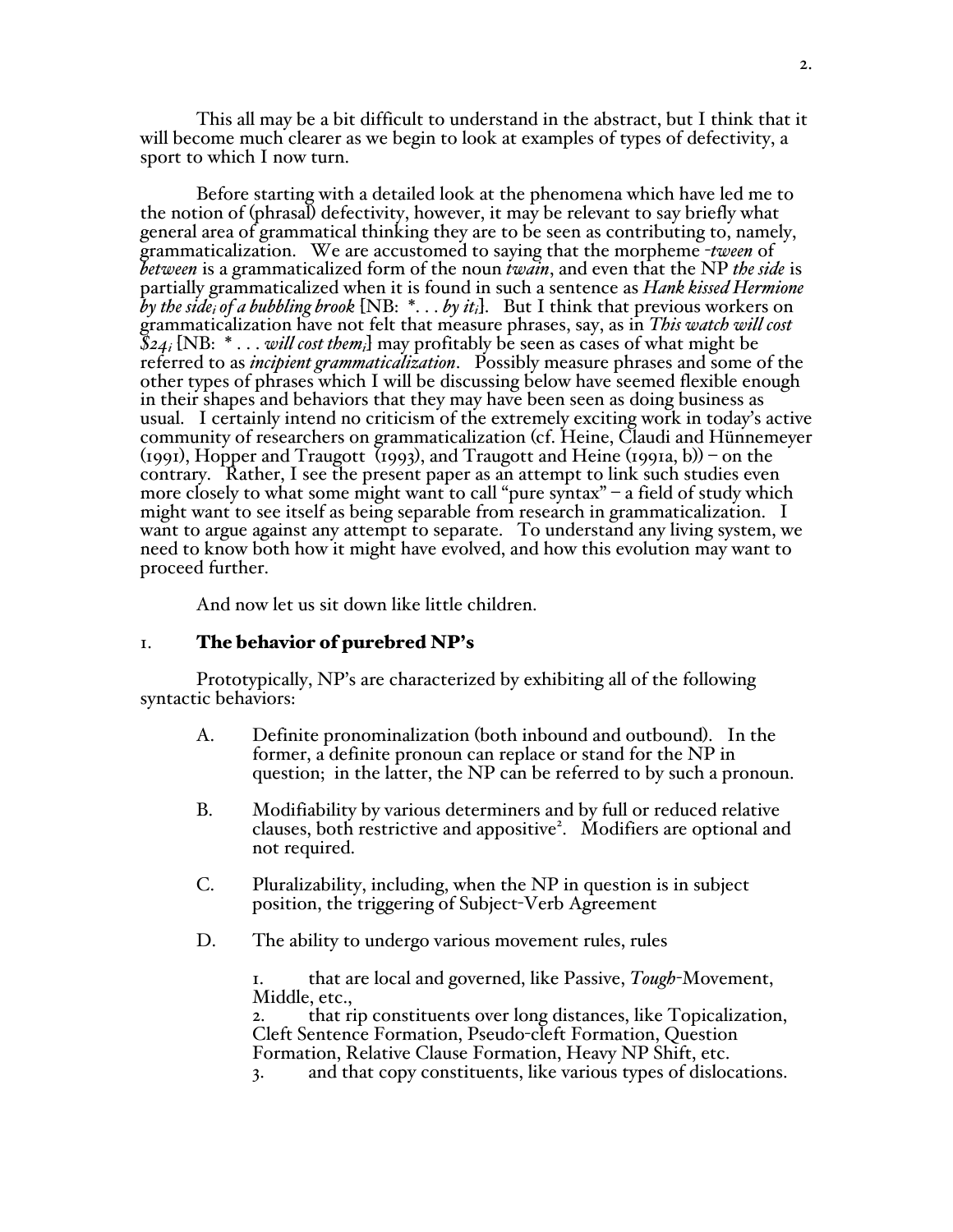This all may be a bit difficult to understand in the abstract, but I think that it will become much clearer as we begin to look at examples of types of defectivity, a sport to which I now turn.

Before starting with a detailed look at the phenomena which have led me to the notion of (phrasal) defectivity, however, it may be relevant to say briefly what general area of grammatical thinking they are to be seen as contributing to, namely, grammaticalization. We are accustomed to saying that the morpheme *-tween* of *between* is a grammaticalized form of the noun *twain*, and even that the NP *the side* is partially grammaticalized when it is found in such a sentence as *Hank kissed Hermione by the side$_i$ of a bubbling brook* [NB: *. . . *by it$_i$*]. But I think that previous workers on grammaticalization have not felt that measure phrases, say, as in *This watch will cost \$24$_i$* [NB: * . . . *will cost them$_i$*] may profitably be seen as cases of what might be referred to as *incipient grammaticalization*. Possibly measure phrases and some of the other types of phrases which I will be discussing below have seemed flexible enough in their shapes and behaviors that they may have been seen as doing business as usual. I certainly intend no criticism of the extremely exciting work in today's active community of researchers on grammaticalization (cf. Heine, Claudi and Hünnemeyer (1991), Hopper and Traugott (1993), and Traugott and Heine (1991a, b)) – on the contrary. Rather, I see the present paper as an attempt to link such studies even more closely to what some might want to call "pure syntax" – a field of study which might want to see itself as being separable from research in grammaticalization. I want to argue against any attempt to separate. To understand any living system, we need to know both how it might have evolved, and how this evolution may want to proceed further.

And now let us sit down like little children.

## 1. The behavior of purebred NP's

Prototypically, NP's are characterized by exhibiting all of the following syntactic behaviors:

A. Definite pronominalization (both inbound and outbound). In the former, a definite pronoun can replace or stand for the NP in question; in the latter, the NP can be referred to by such a pronoun.

B. Modifiability by various determiners and by full or reduced relative clauses, both restrictive and appositive[2]. Modifiers are optional and not required.

C. Pluralizability, including, when the NP in question is in subject position, the triggering of Subject-Verb Agreement

D. The ability to undergo various movement rules, rules

1. that are local and governed, like Passive, *Tough*-Movement, Middle, etc.,
2. that rip constituents over long distances, like Topicalization, Cleft Sentence Formation, Pseudo-cleft Formation, Question Formation, Relative Clause Formation, Heavy NP Shift, etc.
3. and that copy constituents, like various types of dislocations.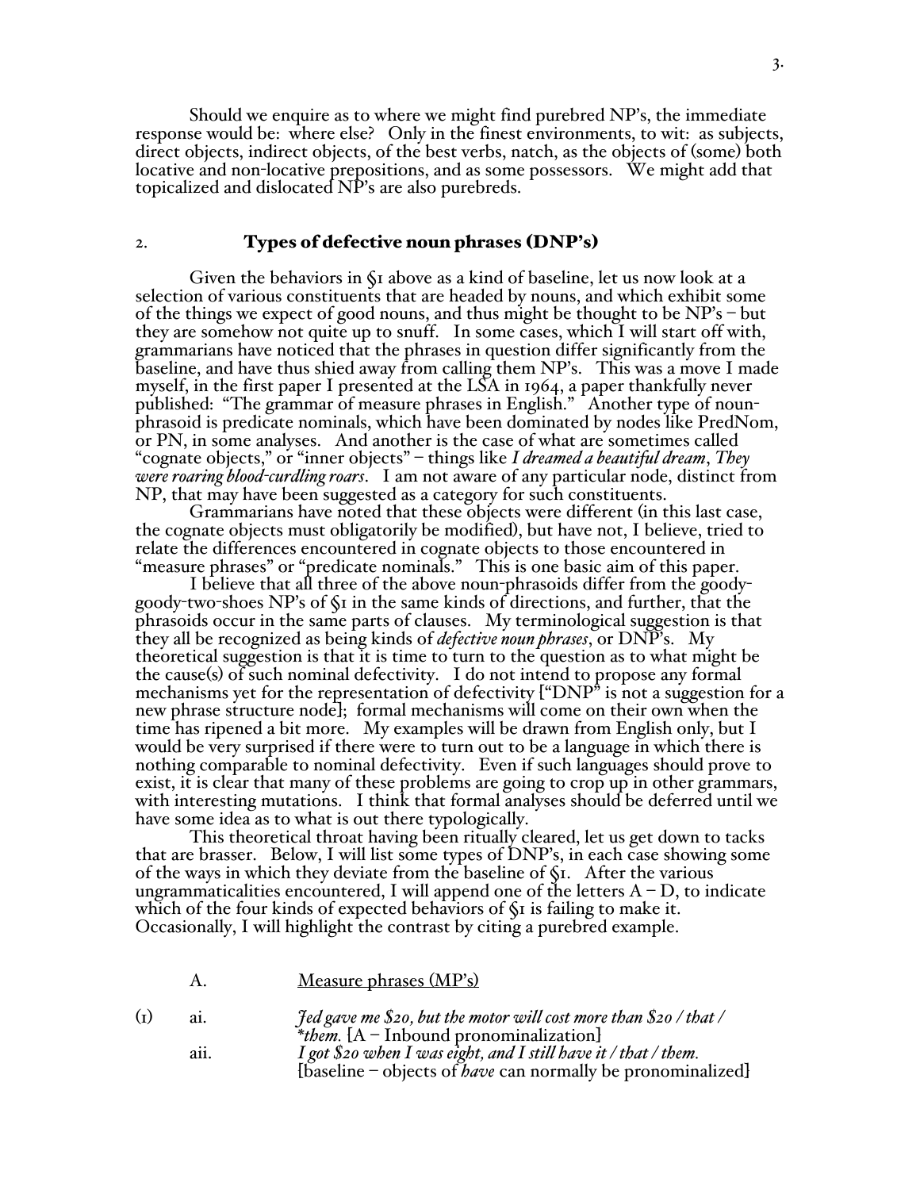Should we enquire as to where we might find purebred NP's, the immediate response would be: where else? Only in the finest environments, to wit: as subjects, direct objects, indirect objects, of the best verbs, natch, as the objects of (some) both locative and non-locative prepositions, and as some possessors. We might add that topicalized and dislocated NP's are also purebreds.

## 2. Types of defective noun phrases (DNP's)

Given the behaviors in §1 above as a kind of baseline, let us now look at a selection of various constituents that are headed by nouns, and which exhibit some of the things we expect of good nouns, and thus might be thought to be NP's – but they are somehow not quite up to snuff. In some cases, which I will start off with, grammarians have noticed that the phrases in question differ significantly from the baseline, and have thus shied away from calling them NP's. This was a move I made myself, in the first paper I presented at the LSA in 1964, a paper thankfully never published: "The grammar of measure phrases in English." Another type of noun-phrasoid is predicate nominals, which have been dominated by nodes like PredNom, or PN, in some analyses. And another is the case of what are sometimes called "cognate objects," or "inner objects" – things like *I dreamed a beautiful dream*, *They were roaring blood-curdling roars*. I am not aware of any particular node, distinct from NP, that may have been suggested as a category for such constituents.

Grammarians have noted that these objects were different (in this last case, the cognate objects must obligatorily be modified), but have not, I believe, tried to relate the differences encountered in cognate objects to those encountered in "measure phrases" or "predicate nominals." This is one basic aim of this paper.

I believe that all three of the above noun-phrasoids differ from the goody-goody-two-shoes NP's of §1 in the same kinds of directions, and further, that the phrasoids occur in the same parts of clauses. My terminological suggestion is that they all be recognized as being kinds of *defective noun phrases*, or DNP's. My theoretical suggestion is that it is time to turn to the question as to what might be the cause(s) of such nominal defectivity. I do not intend to propose any formal mechanisms yet for the representation of defectivity ["DNP" is not a suggestion for a new phrase structure node]; formal mechanisms will come on their own when the time has ripened a bit more. My examples will be drawn from English only, but I would be very surprised if there were to turn out to be a language in which there is nothing comparable to nominal defectivity. Even if such languages should prove to exist, it is clear that many of these problems are going to crop up in other grammars, with interesting mutations. I think that formal analyses should be deferred until we have some idea as to what is out there typologically.

This theoretical throat having been ritually cleared, let us get down to tacks that are brasser. Below, I will list some types of DNP's, in each case showing some of the ways in which they deviate from the baseline of §1. After the various ungrammaticalities encountered, I will append one of the letters A – D, to indicate which of the four kinds of expected behaviors of §1 is failing to make it. Occasionally, I will highlight the contrast by citing a purebred example.

### A. Measure phrases (MP's)

(1) ai. *Jed gave me $20, but the motor will cost more than $20 / that / \*them.* [A – Inbound pronominalization]

aii. *I got $20 when I was eight, and I still have it / that / them.* [baseline – objects of *have* can normally be pronominalized]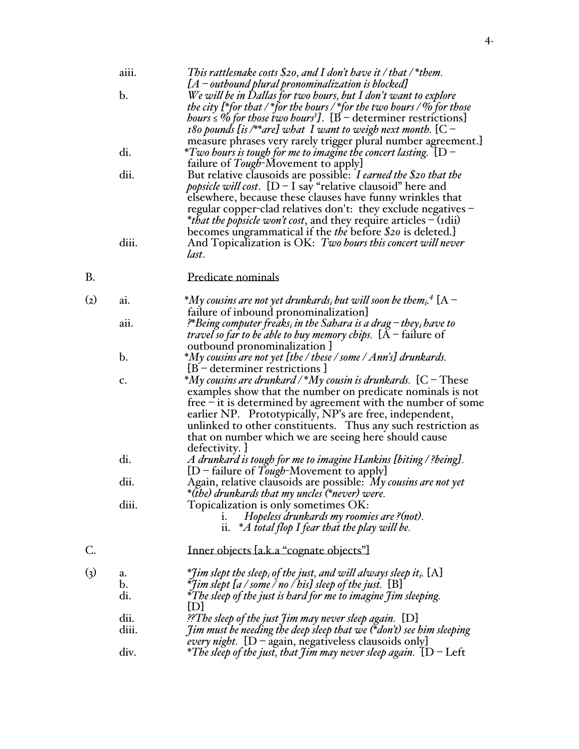aiii. *This rattlesnake costs $20, and I don't have it / that / \*them.* [*A – outbound plural pronominalization is blocked*]

b. *We will be in Dallas for two hours, but I don't want to explore the city [\*for that / \*for the hours / \*for the two hours / %for those hours ≤ %for those two hours*[3]*].* [B – determiner restrictions]

*180 pounds [is /\*\*are] what I want to weigh next month.* [C – measure phrases very rarely trigger plural number agreement.]

di. *\*Two hours is tough for me to imagine the concert lasting.* [D – failure of *Tough*-Movement to apply]

dii. But relative clausoids are possible: *I earned the $20 that the popsicle will cost*. [D – I say "relative clausoid" here and elsewhere, because these clauses have funny wrinkles that regular copper-clad relatives don't: they exclude negatives – *\*that the popsicle won't cost*, and they require articles – (1dii) becomes ungrammatical if the *the* before *$20* is deleted.]

diii. And Topicalization is OK: *Two hours this concert will never last*.

B. Predicate nominals

(2) ai. *\*My cousins are not yet drunkards$_i$ but will soon be them$_i$.*[4] [A – failure of inbound pronominalization]

aii. *?\*Being computer freaks$_i$ in the Sahara is a drag – they$_i$ have to travel so far to be able to buy memory chips.* [A – failure of outbound pronominalization ]

b. *\*My cousins are not yet [the / these / some / Ann's] drunkards.* [B – determiner restrictions ]

c. *\*My cousins are drunkard / \*My cousin is drunkards.* [C – These examples show that the number on predicate nominals is not free – it is determined by agreement with the number of some earlier NP. Prototypically, NP's are free, independent, unlinked to other constituents. Thus any such restriction as that on number which we are seeing here should cause defectivity. ]

di. *A drunkard is tough for me to imagine Hankins [biting / ?being].* [D – failure of *Tough*-Movement to apply]

dii. Again, relative clausoids are possible: *My cousins are not yet \*(the) drunkards that my uncles (\*never) were.*

diii. Topicalization is only sometimes OK:
  i. *Hopeless drunkards my roomies are ?(not).*
  ii. *\*A total flop I fear that the play will be.*

C. Inner objects [a.k.a "cognate objects"]

(3) a. *\*Jim slept the sleep$_i$ of the just, and will always sleep it$_i$.* [A]

b. *\*Jim slept [a / some / no / his] sleep of the just.* [B]

di. *\*The sleep of the just is hard for me to imagine Jim sleeping.* [D]

dii. *??The sleep of the just Jim may never sleep again.* [D]

diii. *Jim must be needing the deep sleep that we (\*don't) see him sleeping every night.* [D – again, negativeless clausoids only]

div. *\*The sleep of the just, that Jim may never sleep again.* [D – Left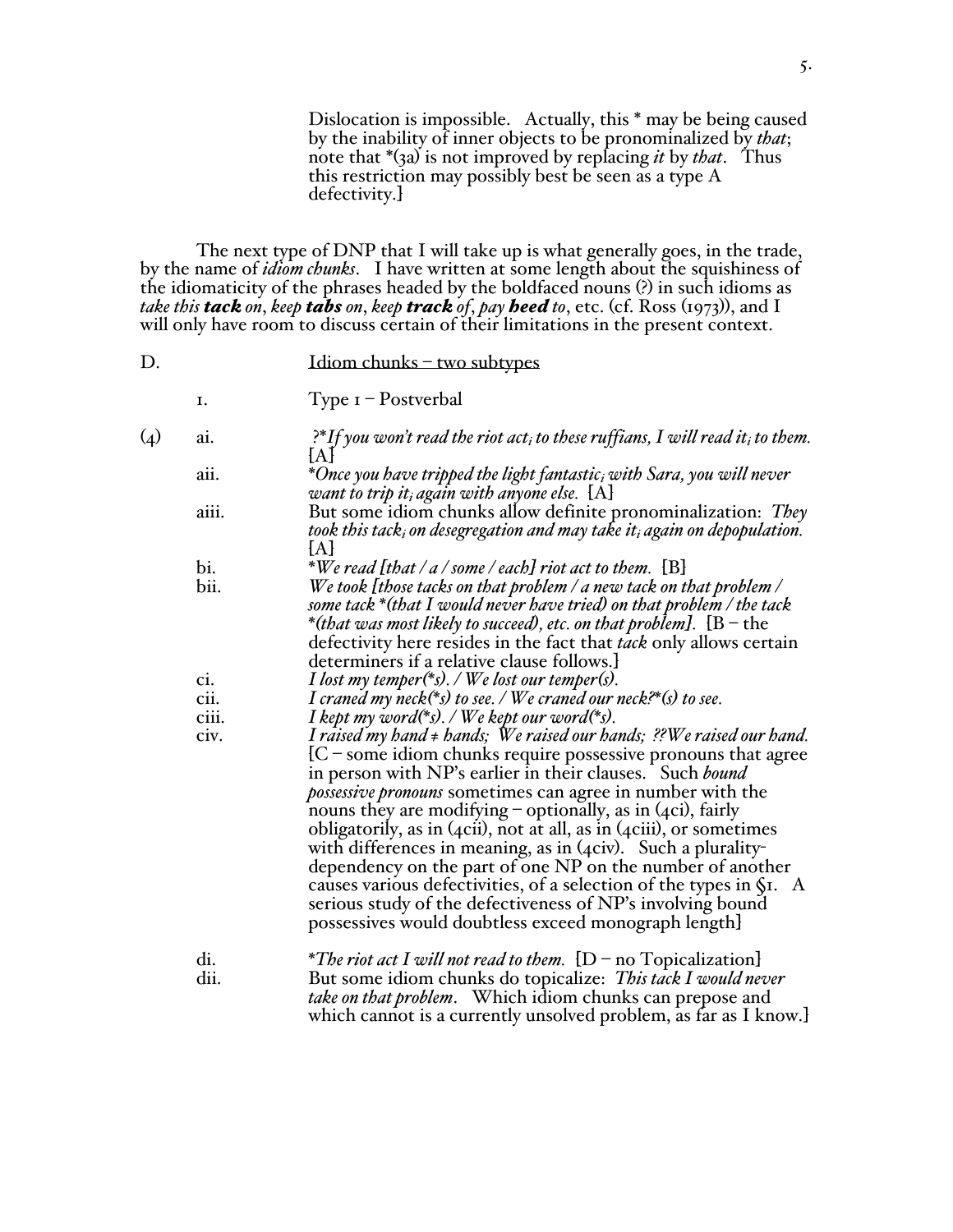Dislocation is impossible. Actually, this * may be being caused by the inability of inner objects to be pronominalized by *that*; note that *(3a) is not improved by replacing *it* by *that*. Thus this restriction may possibly best be seen as a type A defectivity.]

The next type of DNP that I will take up is what generally goes, in the trade, by the name of *idiom chunks*. I have written at some length about the squishiness of the idiomaticity of the phrases headed by the boldfaced nouns (?) in such idioms as *take this* ***tack*** *on*, *keep* ***tabs*** *on*, *keep* ***track*** *of*, *pay* ***heed*** *to*, etc. (cf. Ross (1973)), and I will only have room to discuss certain of their limitations in the present context.

D. Idiom chunks – two subtypes

1. Type 1 – Postverbal

(4)

ai. ?**If you won't read the riot act$_i$ to these ruffians, I will read it$_i$ to them.* [A]

aii. **Once you have tripped the light fantastic$_i$ with Sara, you will never want to trip it$_i$ again with anyone else.* [A]

aiii. But some idiom chunks allow definite pronominalization: *They took this tack$_i$ on desegregation and may take it$_i$ again on depopulation.* [A]

bi. **We read [that / a / some / each] riot act to them.* [B]

bii. *We took [those tacks on that problem / a new tack on that problem / some tack *(that I would never have tried) on that problem / the tack *(that was most likely to succeed), etc. on that problem].* [B – the defectivity here resides in the fact that *tack* only allows certain determiners if a relative clause follows.]

ci. *I lost my temper(*s). / We lost our temper(s).*

cii. *I craned my neck(*s) to see. / We craned our neck?*(s) to see.*

ciii. *I kept my word(*s). / We kept our word(*s).*

civ. *I raised my hand ≠ hands; We raised our hands; ??We raised our hand.* [C – some idiom chunks require possessive pronouns that agree in person with NP's earlier in their clauses. Such *bound possessive pronouns* sometimes can agree in number with the nouns they are modifying – optionally, as in (4ci), fairly obligatorily, as in (4cii), not at all, as in (4ciii), or sometimes with differences in meaning, as in (4civ). Such a plurality-dependency on the part of one NP on the number of another causes various defectivities, of a selection of the types in §1. A serious study of the defectiveness of NP's involving bound possessives would doubtless exceed monograph length]

di. **The riot act I will not read to them.* [D – no Topicalization]

dii. But some idiom chunks do topicalize: *This tack I would never take on that problem*. Which idiom chunks can prepose and which cannot is a currently unsolved problem, as far as I know.]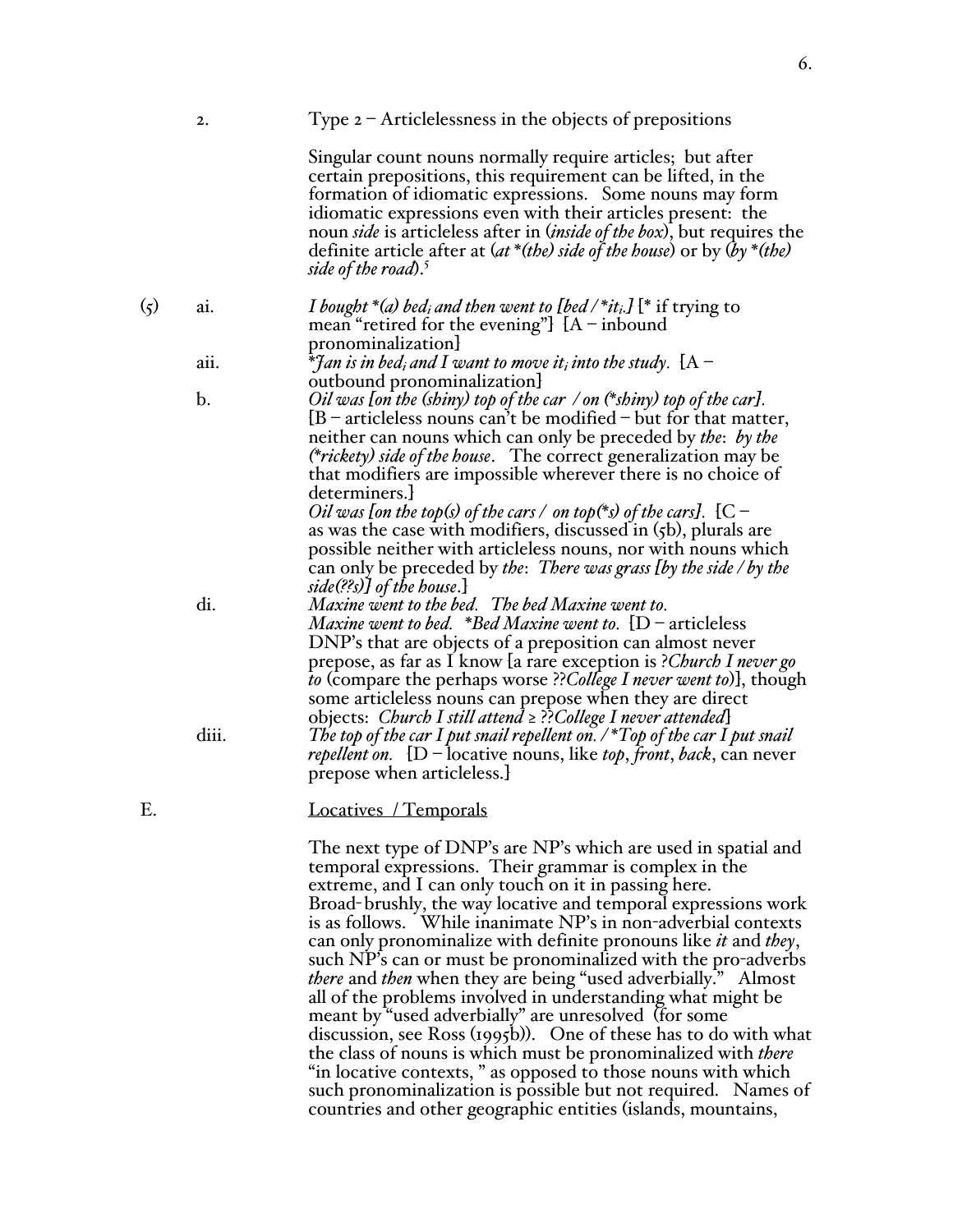2. Type 2 – Articlelessness in the objects of prepositions

Singular count nouns normally require articles; but after certain prepositions, this requirement can be lifted, in the formation of idiomatic expressions. Some nouns may form idiomatic expressions even with their articles present: the noun *side* is articleless after in (*inside of the box*), but requires the definite article after at (*at \*(the) side of the house*) or by (*by \*(the) side of the road*).[5]

(5)

ai. *I bought \*(a) bed$_i$ and then went to [bed / \*it$_i$.]* [\* if trying to mean "retired for the evening"] [A – inbound pronominalization]

aii. *\*Jan is in bed$_i$ and I want to move it$_i$ into the study.* [A – outbound pronominalization]

b. *Oil was [on the (shiny) top of the car / on (\*shiny) top of the car].* [B – articleless nouns can't be modified – but for that matter, neither can nouns which can only be preceded by *the*: *by the (\*rickety) side of the house*. The correct generalization may be that modifiers are impossible wherever there is no choice of determiners.]

*Oil was [on the top(s) of the cars / on top(\*s) of the cars].* [C – as was the case with modifiers, discussed in (5b), plurals are possible neither with articleless nouns, nor with nouns which can only be preceded by *the*: *There was grass [by the side / by the side(??s)] of the house*.]

di. *Maxine went to the bed. The bed Maxine went to.*
*Maxine went to bed. \*Bed Maxine went to.* [D – articleless DNP's that are objects of a preposition can almost never prepose, as far as I know [a rare exception is ?*Church I never go to* (compare the perhaps worse ??*College I never went to*)], though some articleless nouns can prepose when they are direct objects: *Church I still attend* ≥ ??*College I never attended*]

diii. *The top of the car I put snail repellent on. / \*Top of the car I put snail repellent on.* [D – locative nouns, like *top*, *front*, *back*, can never prepose when articleless.]

E. Locatives / Temporals

The next type of DNP's are NP's which are used in spatial and temporal expressions. Their grammar is complex in the extreme, and I can only touch on it in passing here. Broad-brushly, the way locative and temporal expressions work is as follows. While inanimate NP's in non-adverbial contexts can only pronominalize with definite pronouns like *it* and *they*, such NP's can or must be pronominalized with the pro-adverbs *there* and *then* when they are being "used adverbially." Almost all of the problems involved in understanding what might be meant by "used adverbially" are unresolved (for some discussion, see Ross (1995b)). One of these has to do with what the class of nouns is which must be pronominalized with *there* "in locative contexts, " as opposed to those nouns with which such pronominalization is possible but not required. Names of countries and other geographic entities (islands, mountains,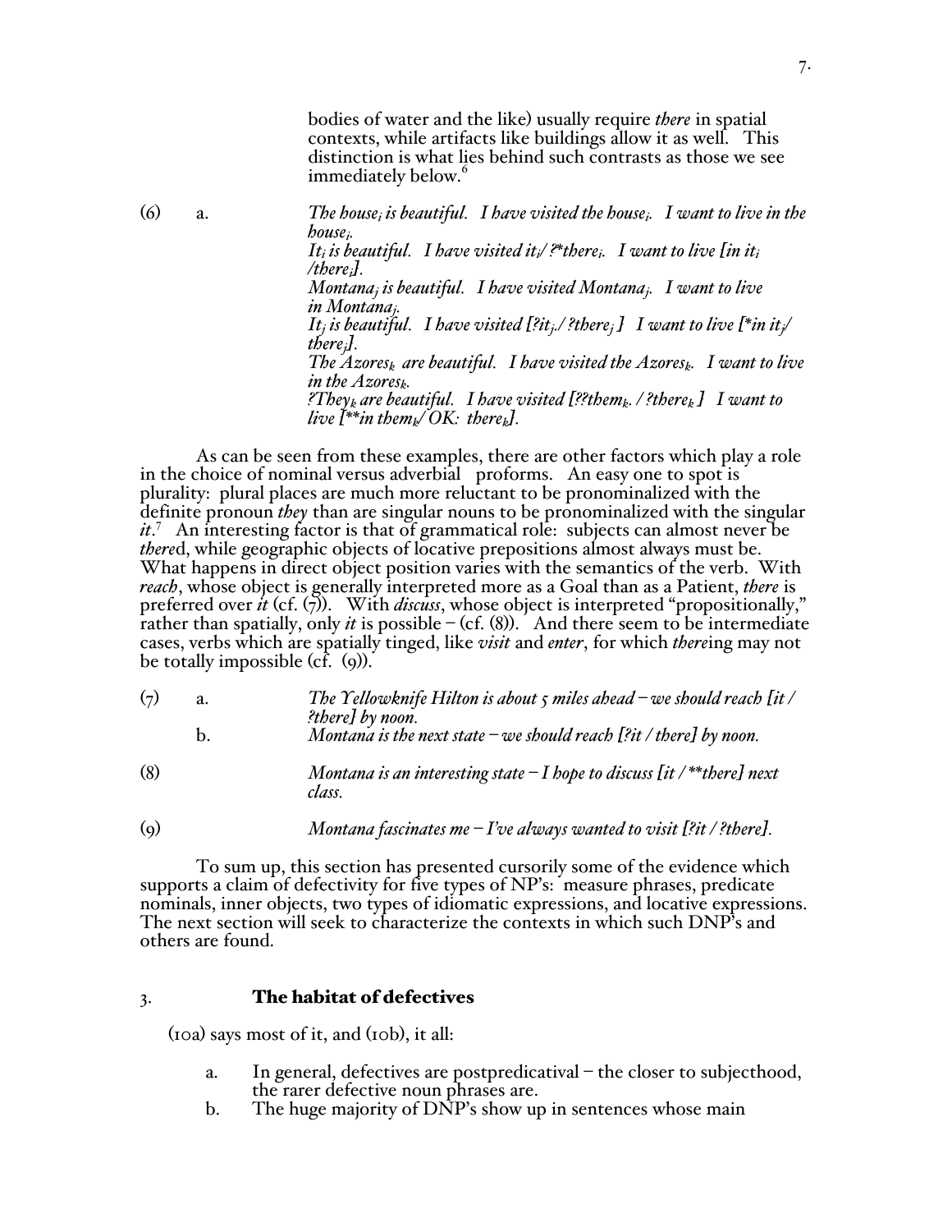bodies of water and the like) usually require *there* in spatial contexts, while artifacts like buildings allow it as well. This distinction is what lies behind such contrasts as those we see immediately below.[6]

(6) a. *The house$_i$ is beautiful. I have visited the house$_i$. I want to live in the house$_i$.*
*It$_i$ is beautiful. I have visited it$_i$/ ?\*there$_i$. I want to live [in it$_i$ /there$_i$].*
*Montana$_j$ is beautiful. I have visited Montana$_j$. I want to live in Montana$_j$.*
*It$_j$ is beautiful. I have visited [?it$_j$./ ?there$_j$ ] I want to live [\*in it$_j$/ there$_j$].*
*The Azores$_k$ are beautiful. I have visited the Azores$_k$. I want to live in the Azores$_k$.*
*?They$_k$ are beautiful. I have visited [??them$_k$. / ?there$_k$ ] I want to live [\*\*in them$_k$/ OK: there$_k$].*

As can be seen from these examples, there are other factors which play a role in the choice of nominal versus adverbial proforms. An easy one to spot is plurality: plural places are much more reluctant to be pronominalized with the definite pronoun *they* than are singular nouns to be pronominalized with the singular *it*.[7] An interesting factor is that of grammatical role: subjects can almost never be *there*d, while geographic objects of locative prepositions almost always must be. What happens in direct object position varies with the semantics of the verb. With *reach*, whose object is generally interpreted more as a Goal than as a Patient, *there* is preferred over *it* (cf. (7)). With *discuss*, whose object is interpreted "propositionally," rather than spatially, only *it* is possible – (cf. (8)). And there seem to be intermediate cases, verbs which are spatially tinged, like *visit* and *enter*, for which *there*ing may not be totally impossible (cf. (9)).

(7) a. *The Yellowknife Hilton is about 5 miles ahead – we should reach [it / ?there] by noon.*
b. *Montana is the next state – we should reach [?it / there] by noon.*

(8) *Montana is an interesting state – I hope to discuss [it / \*\*there] next class.*

(9) *Montana fascinates me – I've always wanted to visit [?it / ?there].*

To sum up, this section has presented cursorily some of the evidence which supports a claim of defectivity for five types of NP's: measure phrases, predicate nominals, inner objects, two types of idiomatic expressions, and locative expressions. The next section will seek to characterize the contexts in which such DNP's and others are found.

## 3. The habitat of defectives

(10a) says most of it, and (10b), it all:

a. In general, defectives are postpredicatival – the closer to subjecthood, the rarer defective noun phrases are.
b. The huge majority of DNP's show up in sentences whose main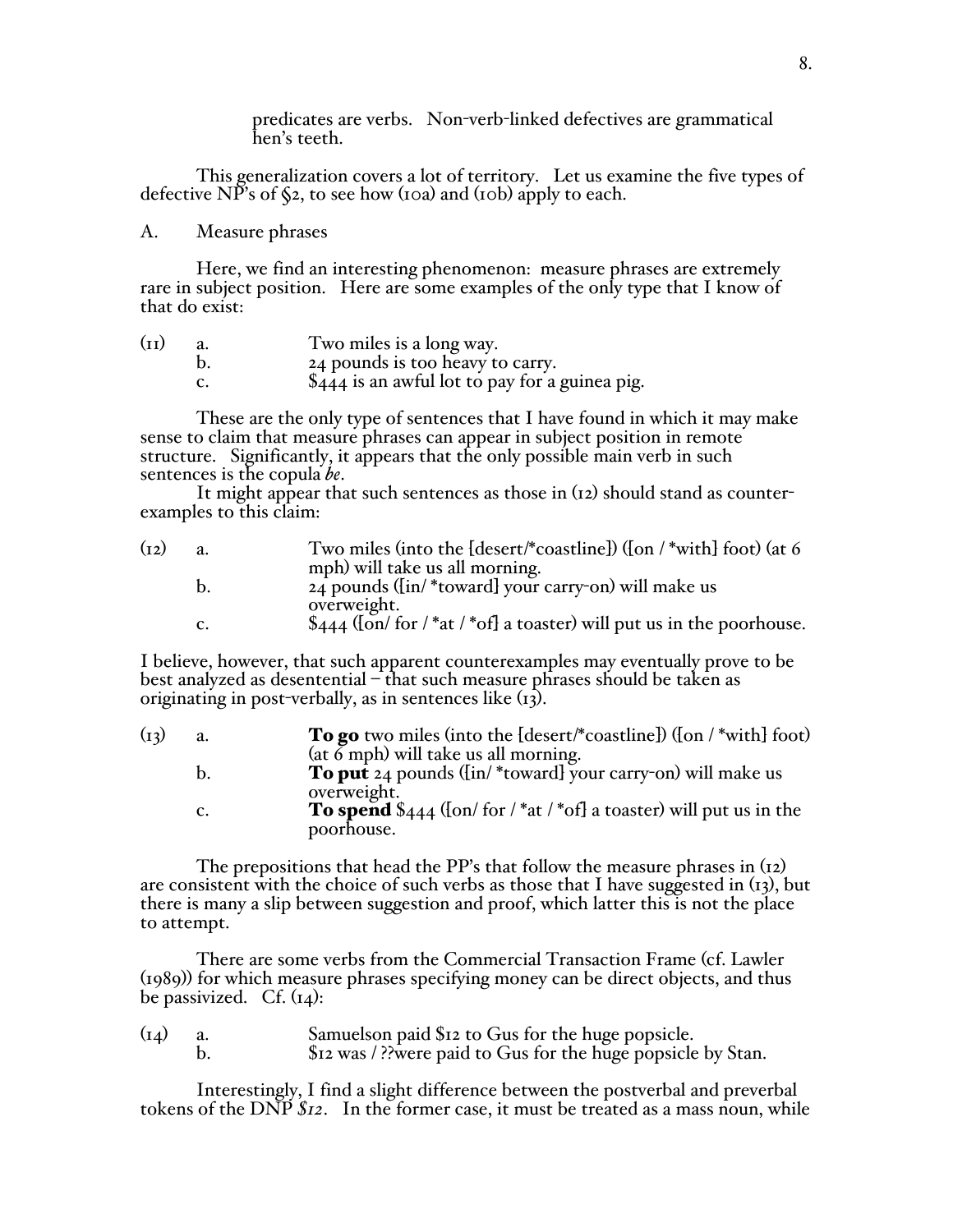predicates are verbs. Non-verb-linked defectives are grammatical hen's teeth.

This generalization covers a lot of territory. Let us examine the five types of defective NP's of §2, to see how (10a) and (10b) apply to each.

A. Measure phrases

Here, we find an interesting phenomenon: measure phrases are extremely rare in subject position. Here are some examples of the only type that I know of that do exist:

(11) a. Two miles is a long way.
b. 24 pounds is too heavy to carry.
c. $444 is an awful lot to pay for a guinea pig.

These are the only type of sentences that I have found in which it may make sense to claim that measure phrases can appear in subject position in remote structure. Significantly, it appears that the only possible main verb in such sentences is the copula *be*.

It might appear that such sentences as those in (12) should stand as counterexamples to this claim:

(12) a. Two miles (into the [desert/*coastline]) ([on / *with] foot) (at 6 mph) will take us all morning.
b. 24 pounds ([in/ *toward] your carry-on) will make us overweight.
c. $444 ([on/ for / *at / *of] a toaster) will put us in the poorhouse.

I believe, however, that such apparent counterexamples may eventually prove to be best analyzed as desentential – that such measure phrases should be taken as originating in post-verbally, as in sentences like (13).

(13) a. **To go** two miles (into the [desert/*coastline]) ([on / *with] foot) (at 6 mph) will take us all morning.
b. **To put** 24 pounds ([in/ *toward] your carry-on) will make us overweight.
c. **To spend** $444 ([on/ for / *at / *of] a toaster) will put us in the poorhouse.

The prepositions that head the PP's that follow the measure phrases in (12) are consistent with the choice of such verbs as those that I have suggested in (13), but there is many a slip between suggestion and proof, which latter this is not the place to attempt.

There are some verbs from the Commercial Transaction Frame (cf. Lawler (1989)) for which measure phrases specifying money can be direct objects, and thus be passivized. Cf. (14):

(14) a. Samuelson paid $12 to Gus for the huge popsicle.
b. $12 was / ??were paid to Gus for the huge popsicle by Stan.

Interestingly, I find a slight difference between the postverbal and preverbal tokens of the DNP *$12*. In the former case, it must be treated as a mass noun, while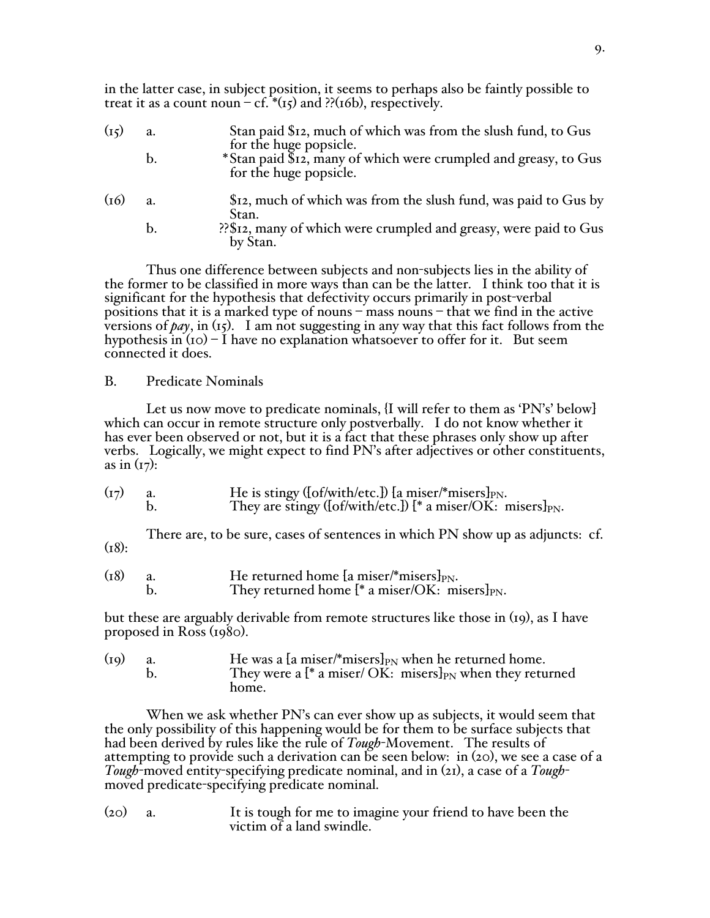in the latter case, in subject position, it seems to perhaps also be faintly possible to treat it as a count noun – cf. *(15) and ??(16b), respectively.

(15) a. Stan paid $12, much of which was from the slush fund, to Gus for the huge popsicle.
   b. *Stan paid $12, many of which were crumpled and greasy, to Gus for the huge popsicle.

(16) a. $12, much of which was from the slush fund, was paid to Gus by Stan.
   b. ??$12, many of which were crumpled and greasy, were paid to Gus by Stan.

Thus one difference between subjects and non-subjects lies in the ability of the former to be classified in more ways than can be the latter. I think too that it is significant for the hypothesis that defectivity occurs primarily in post-verbal positions that it is a marked type of nouns – mass nouns – that we find in the active versions of *pay*, in (15). I am not suggesting in any way that this fact follows from the hypothesis in (10) – I have no explanation whatsoever to offer for it. But seem connected it does.

B. Predicate Nominals

Let us now move to predicate nominals, {I will refer to them as 'PN's' below} which can occur in remote structure only postverbally. I do not know whether it has ever been observed or not, but it is a fact that these phrases only show up after verbs. Logically, we might expect to find PN's after adjectives or other constituents, as in (17):

(17) a. He is stingy ([of/with/etc.]) [a miser/*misers]$_{PN}$.
   b. They are stingy ([of/with/etc.]) [* a miser/OK: misers]$_{PN}$.

There are, to be sure, cases of sentences in which PN show up as adjuncts: cf. (18):

(18) a. He returned home [a miser/*misers]$_{PN}$.
   b. They returned home [* a miser/OK: misers]$_{PN}$.

but these are arguably derivable from remote structures like those in (19), as I have proposed in Ross (1980).

(19) a. He was a [a miser/*misers]$_{PN}$ when he returned home.
   b. They were a [* a miser/ OK: misers]$_{PN}$ when they returned home.

When we ask whether PN's can ever show up as subjects, it would seem that the only possibility of this happening would be for them to be surface subjects that had been derived by rules like the rule of *Tough*-Movement. The results of attempting to provide such a derivation can be seen below: in (20), we see a case of a *Tough*-moved entity-specifying predicate nominal, and in (21), a case of a *Tough*-moved predicate-specifying predicate nominal.

(20) a. It is tough for me to imagine your friend to have been the victim of a land swindle.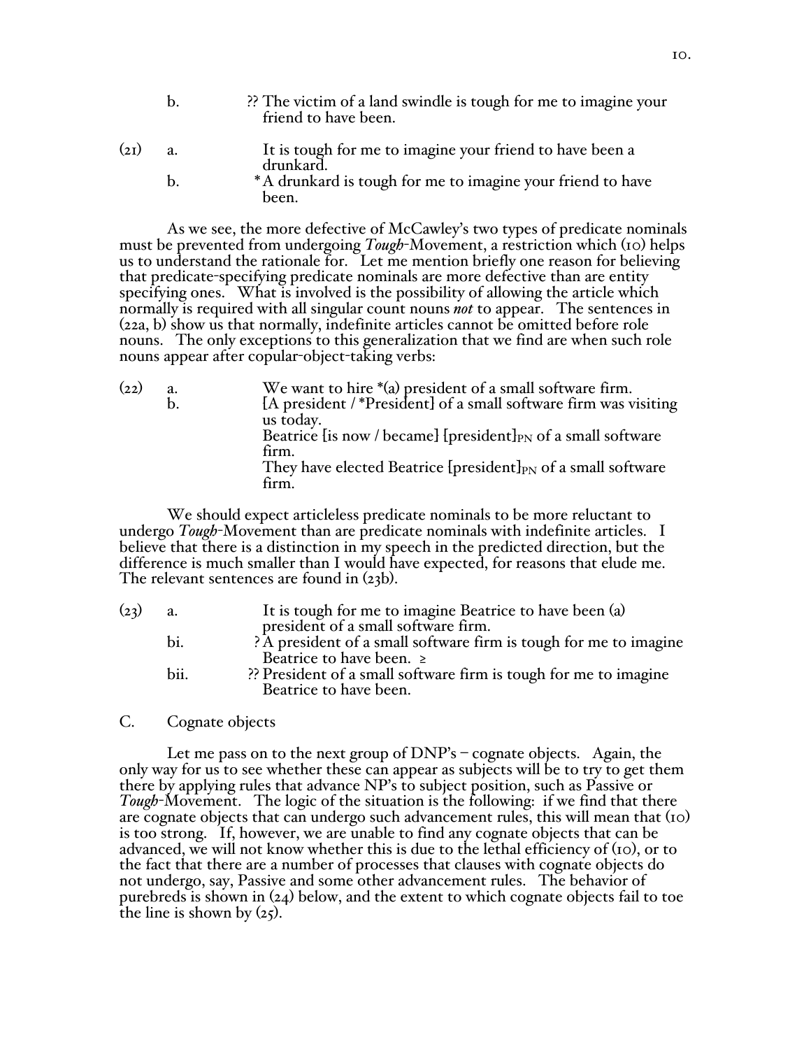b. ?? The victim of a land swindle is tough for me to imagine your friend to have been.

(21) a. It is tough for me to imagine your friend to have been a drunkard.

b. * A drunkard is tough for me to imagine your friend to have been.

As we see, the more defective of McCawley's two types of predicate nominals must be prevented from undergoing *Tough*-Movement, a restriction which (10) helps us to understand the rationale for. Let me mention briefly one reason for believing that predicate-specifying predicate nominals are more defective than are entity specifying ones. What is involved is the possibility of allowing the article which normally is required with all singular count nouns ***not*** to appear. The sentences in (22a, b) show us that normally, indefinite articles cannot be omitted before role nouns. The only exceptions to this generalization that we find are when such role nouns appear after copular-object-taking verbs:

(22) a. We want to hire *(a) president of a small software firm.

b. [A president / *President] of a small software firm was visiting us today.

Beatrice [is now / became] $[\text{president}]_{PN}$ of a small software firm.

They have elected Beatrice $[\text{president}]_{PN}$ of a small software firm.

We should expect articleless predicate nominals to be more reluctant to undergo *Tough*-Movement than are predicate nominals with indefinite articles. I believe that there is a distinction in my speech in the predicted direction, but the difference is much smaller than I would have expected, for reasons that elude me. The relevant sentences are found in (23b).

(23) a. It is tough for me to imagine Beatrice to have been (a) president of a small software firm.

bi. ? A president of a small software firm is tough for me to imagine Beatrice to have been. ≥

bii. ?? President of a small software firm is tough for me to imagine Beatrice to have been.

C. Cognate objects

Let me pass on to the next group of DNP's – cognate objects. Again, the only way for us to see whether these can appear as subjects will be to try to get them there by applying rules that advance NP's to subject position, such as Passive or *Tough*-Movement. The logic of the situation is the following: if we find that there are cognate objects that can undergo such advancement rules, this will mean that (10) is too strong. If, however, we are unable to find any cognate objects that can be advanced, we will not know whether this is due to the lethal efficiency of (10), or to the fact that there are a number of processes that clauses with cognate objects do not undergo, say, Passive and some other advancement rules. The behavior of purebreds is shown in (24) below, and the extent to which cognate objects fail to toe the line is shown by (25).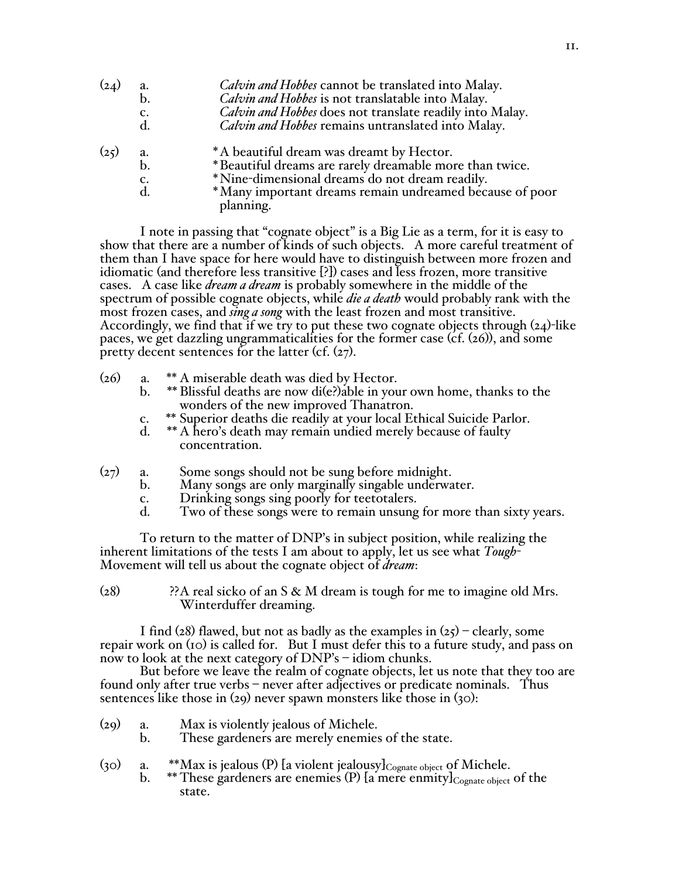(24) a. *Calvin and Hobbes* cannot be translated into Malay.
     b. *Calvin and Hobbes* is not translatable into Malay.
     c. *Calvin and Hobbes* does not translate readily into Malay.
     d. *Calvin and Hobbes* remains untranslated into Malay.

(25) a. *A beautiful dream was dreamt by Hector.
     b. *Beautiful dreams are rarely dreamable more than twice.
     c. *Nine-dimensional dreams do not dream readily.
     d. *Many important dreams remain undreamed because of poor planning.

I note in passing that "cognate object" is a Big Lie as a term, for it is easy to show that there are a number of kinds of such objects. A more careful treatment of them than I have space for here would have to distinguish between more frozen and idiomatic (and therefore less transitive [?]) cases and less frozen, more transitive cases. A case like *dream a dream* is probably somewhere in the middle of the spectrum of possible cognate objects, while *die a death* would probably rank with the most frozen cases, and *sing a song* with the least frozen and most transitive. Accordingly, we find that if we try to put these two cognate objects through (24)-like paces, we get dazzling ungrammaticalities for the former case (cf. (26)), and some pretty decent sentences for the latter (cf. (27).

(26) a. ** A miserable death was died by Hector.
     b. ** Blissful deaths are now di(e?)able in your own home, thanks to the wonders of the new improved Thanatron.
     c. ** Superior deaths die readily at your local Ethical Suicide Parlor.
     d. ** A hero's death may remain undied merely because of faulty concentration.

(27) a. Some songs should not be sung before midnight.
     b. Many songs are only marginally singable underwater.
     c. Drinking songs sing poorly for teetotalers.
     d. Two of these songs were to remain unsung for more than sixty years.

To return to the matter of DNP's in subject position, while realizing the inherent limitations of the tests I am about to apply, let us see what *Tough*-Movement will tell us about the cognate object of *dream*:

(28) ??A real sicko of an S & M dream is tough for me to imagine old Mrs. Winterduffer dreaming.

I find (28) flawed, but not as badly as the examples in (25) – clearly, some repair work on (10) is called for. But I must defer this to a future study, and pass on now to look at the next category of DNP's – idiom chunks.

But before we leave the realm of cognate objects, let us note that they too are found only after true verbs – never after adjectives or predicate nominals. Thus sentences like those in (29) never spawn monsters like those in (30):

(29) a. Max is violently jealous of Michele.
     b. These gardeners are merely enemies of the state.

(30) a. **Max is jealous (P) $[\text{a violent jealousy}]_{\text{Cognate object}}$ of Michele.
     b. ** These gardeners are enemies (P) $[\text{a mere enmity}]_{\text{Cognate object}}$ of the state.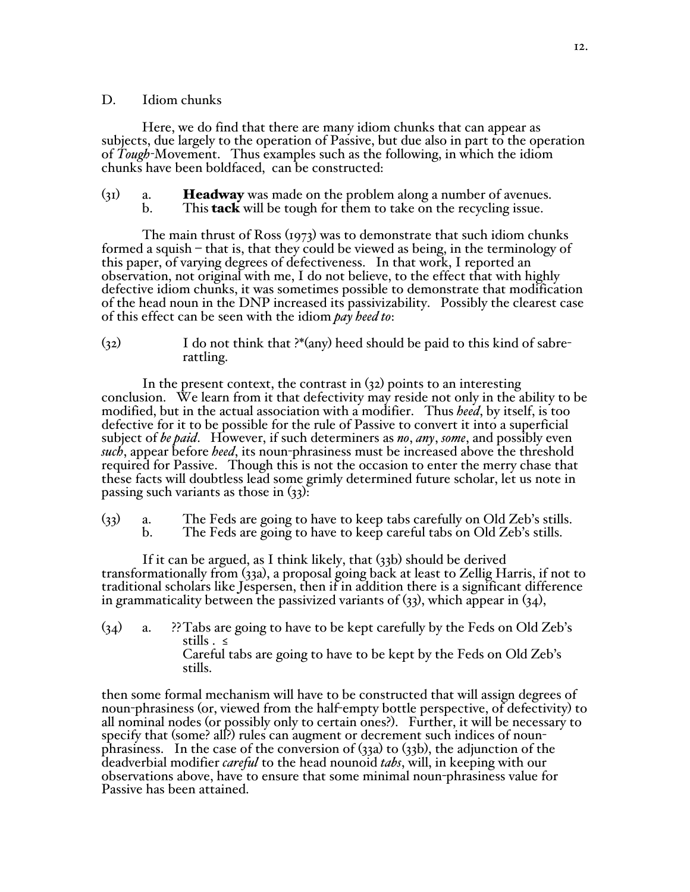D. Idiom chunks

Here, we do find that there are many idiom chunks that can appear as subjects, due largely to the operation of Passive, but due also in part to the operation of *Tough*-Movement. Thus examples such as the following, in which the idiom chunks have been boldfaced, can be constructed:

(31) a. **Headway** was made on the problem along a number of avenues.
b. This **tack** will be tough for them to take on the recycling issue.

The main thrust of Ross (1973) was to demonstrate that such idiom chunks formed a squish – that is, that they could be viewed as being, in the terminology of this paper, of varying degrees of defectiveness. In that work, I reported an observation, not original with me, I do not believe, to the effect that with highly defective idiom chunks, it was sometimes possible to demonstrate that modification of the head noun in the DNP increased its passivizability. Possibly the clearest case of this effect can be seen with the idiom *pay heed to*:

(32) I do not think that ?*(any) heed should be paid to this kind of sabre-rattling.

In the present context, the contrast in (32) points to an interesting conclusion. We learn from it that defectivity may reside not only in the ability to be modified, but in the actual association with a modifier. Thus *heed*, by itself, is too defective for it to be possible for the rule of Passive to convert it into a superficial subject of *be paid*. However, if such determiners as *no*, *any*, *some*, and possibly even *such*, appear before *heed*, its noun-phrasiness must be increased above the threshold required for Passive. Though this is not the occasion to enter the merry chase that these facts will doubtless lead some grimly determined future scholar, let us note in passing such variants as those in (33):

(33) a. The Feds are going to have to keep tabs carefully on Old Zeb's stills.
b. The Feds are going to have to keep careful tabs on Old Zeb's stills.

If it can be argued, as I think likely, that (33b) should be derived transformationally from (33a), a proposal going back at least to Zellig Harris, if not to traditional scholars like Jespersen, then if in addition there is a significant difference in grammaticality between the passivized variants of (33), which appear in (34),

(34) a. ??Tabs are going to have to be kept carefully by the Feds on Old Zeb's stills . ≤
Careful tabs are going to have to be kept by the Feds on Old Zeb's stills.

then some formal mechanism will have to be constructed that will assign degrees of noun-phrasiness (or, viewed from the half-empty bottle perspective, of defectivity) to all nominal nodes (or possibly only to certain ones?). Further, it will be necessary to specify that (some? all?) rules can augment or decrement such indices of noun-phrasiness. In the case of the conversion of (33a) to (33b), the adjunction of the deadverbial modifier *careful* to the head nounoid *tabs*, will, in keeping with our observations above, have to ensure that some minimal noun-phrasiness value for Passive has been attained.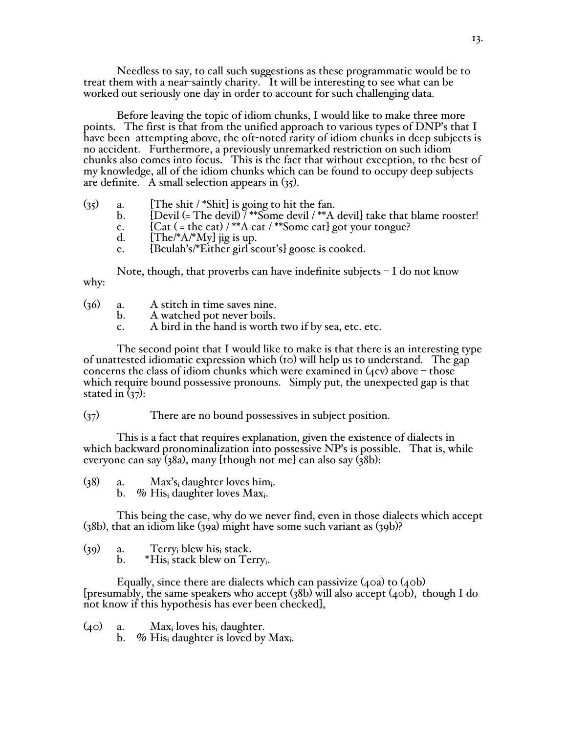Needless to say, to call such suggestions as these programmatic would be to treat them with a near-saintly charity. It will be interesting to see what can be worked out seriously one day in order to account for such challenging data.

Before leaving the topic of idiom chunks, I would like to make three more points. The first is that from the unified approach to various types of DNP's that I have been attempting above, the oft-noted rarity of idiom chunks in deep subjects is no accident. Furthermore, a previously unremarked restriction on such idiom chunks also comes into focus. This is the fact that without exception, to the best of my knowledge, all of the idiom chunks which can be found to occupy deep subjects are definite. A small selection appears in (35).

(35) a. [The shit / *Shit] is going to hit the fan.
  b. [Devil (= The devil) / **Some devil / **A devil] take that blame rooster!
  c. [Cat ( = the cat) / **A cat / **Some cat] got your tongue?
  d. [The/*A/*My] jig is up.
  e. [Beulah's/*Either girl scout's] goose is cooked.

Note, though, that proverbs can have indefinite subjects – I do not know why:

(36) a. A stitch in time saves nine.
  b. A watched pot never boils.
  c. A bird in the hand is worth two if by sea, etc. etc.

The second point that I would like to make is that there is an interesting type of unattested idiomatic expression which (10) will help us to understand. The gap concerns the class of idiom chunks which were examined in (4cv) above – those which require bound possessive pronouns. Simply put, the unexpected gap is that stated in (37):

(37) There are no bound possessives in subject position.

This is a fact that requires explanation, given the existence of dialects in which backward pronominalization into possessive NP's is possible. That is, while everyone can say (38a), many [though not me] can also say (38b):

(38) a. Max's$_i$ daughter loves him$_i$.
  b. % His$_i$ daughter loves Max$_i$.

This being the case, why do we never find, even in those dialects which accept (38b), that an idiom like (39a) might have some such variant as (39b)?

(39) a. Terry$_i$ blew his$_i$ stack.
  b. *His$_i$ stack blew on Terry$_i$.

Equally, since there are dialects which can passivize (40a) to (40b) [presumably, the same speakers who accept (38b) will also accept (40b), though I do not know if this hypothesis has ever been checked],

(40) a. Max$_i$ loves his$_i$ daughter.
  b. % His$_i$ daughter is loved by Max$_i$.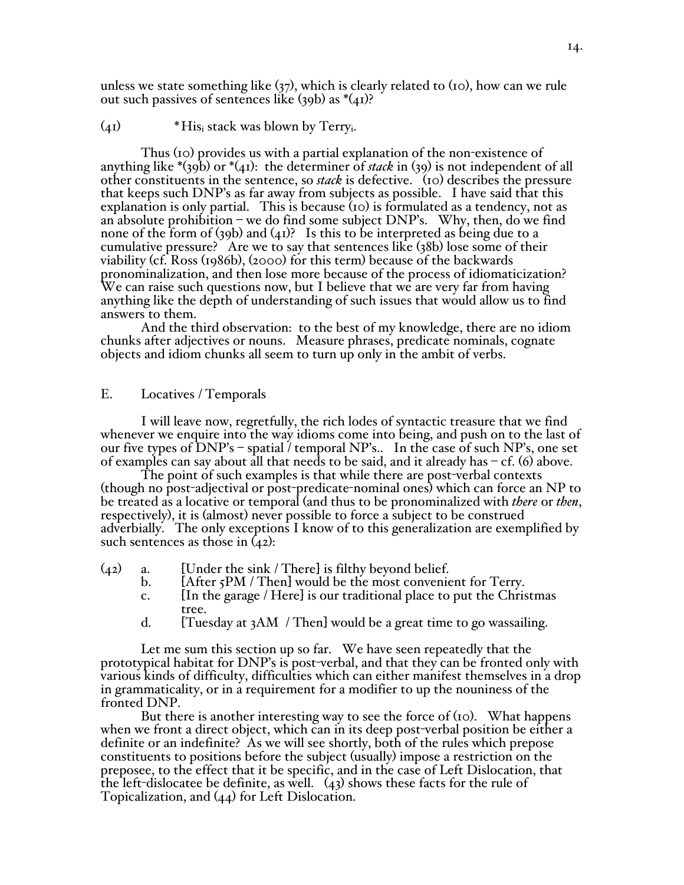unless we state something like (37), which is clearly related to (10), how can we rule out such passives of sentences like (39b) as *(41)?

(41) *His$_i$ stack was blown by Terry$_i$.

Thus (10) provides us with a partial explanation of the non-existence of anything like *(39b) or *(41): the determiner of *stack* in (39) is not independent of all other constituents in the sentence, so *stack* is defective. (10) describes the pressure that keeps such DNP's as far away from subjects as possible. I have said that this explanation is only partial. This is because (10) is formulated as a tendency, not as an absolute prohibition – we do find some subject DNP's. Why, then, do we find none of the form of (39b) and (41)? Is this to be interpreted as being due to a cumulative pressure? Are we to say that sentences like (38b) lose some of their viability (cf. Ross (1986b), (2000) for this term) because of the backwards pronominalization, and then lose more because of the process of idiomaticization? We can raise such questions now, but I believe that we are very far from having anything like the depth of understanding of such issues that would allow us to find answers to them.

And the third observation: to the best of my knowledge, there are no idiom chunks after adjectives or nouns. Measure phrases, predicate nominals, cognate objects and idiom chunks all seem to turn up only in the ambit of verbs.

## E. Locatives / Temporals

I will leave now, regretfully, the rich lodes of syntactic treasure that we find whenever we enquire into the way idioms come into being, and push on to the last of our five types of DNP's – spatial / temporal NP's.. In the case of such NP's, one set of examples can say about all that needs to be said, and it already has – cf. (6) above.

The point of such examples is that while there are post-verbal contexts (though no post-adjectival or post-predicate-nominal ones) which can force an NP to be treated as a locative or temporal (and thus to be pronominalized with *there* or *then*, respectively), it is (almost) never possible to force a subject to be construed adverbially. The only exceptions I know of to this generalization are exemplified by such sentences as those in (42):

(42)
a. [Under the sink / There] is filthy beyond belief.
b. [After 5PM / Then] would be the most convenient for Terry.
c. [In the garage / Here] is our traditional place to put the Christmas tree.
d. [Tuesday at 3AM / Then] would be a great time to go wassailing.

Let me sum this section up so far. We have seen repeatedly that the prototypical habitat for DNP's is post-verbal, and that they can be fronted only with various kinds of difficulty, difficulties which can either manifest themselves in a drop in grammaticality, or in a requirement for a modifier to up the nouniness of the fronted DNP.

But there is another interesting way to see the force of (10). What happens when we front a direct object, which can in its deep post-verbal position be either a definite or an indefinite? As we will see shortly, both of the rules which prepose constituents to positions before the subject (usually) impose a restriction on the preposee, to the effect that it be specific, and in the case of Left Dislocation, that the left-dislocatee be definite, as well. (43) shows these facts for the rule of Topicalization, and (44) for Left Dislocation.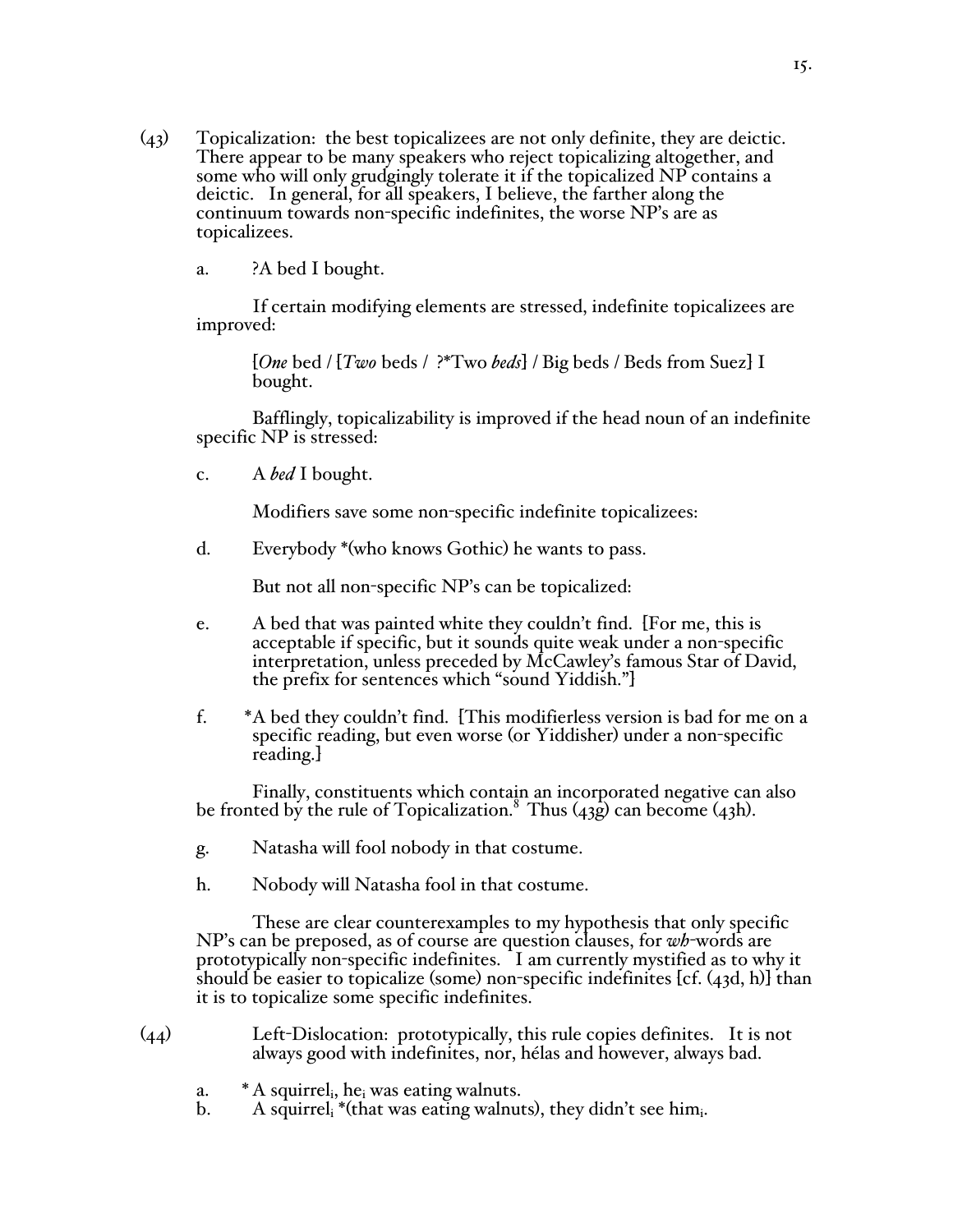(43) Topicalization: the best topicalizees are not only definite, they are deictic. There appear to be many speakers who reject topicalizing altogether, and some who will only grudgingly tolerate it if the topicalized NP contains a deictic. In general, for all speakers, I believe, the farther along the continuum towards non-specific indefinites, the worse NP's are as topicalizees.

a. ?A bed I bought.

If certain modifying elements are stressed, indefinite topicalizees are improved:

[*One* bed / [*Two* beds / ?*Two *beds*] / Big beds / Beds from Suez] I bought.

Bafflingly, topicalizability is improved if the head noun of an indefinite specific NP is stressed:

c. A *bed* I bought.

Modifiers save some non-specific indefinite topicalizees:

d. Everybody *(who knows Gothic) he wants to pass.

But not all non-specific NP's can be topicalized:

e. A bed that was painted white they couldn't find. {For me, this is acceptable if specific, but it sounds quite weak under a non-specific interpretation, unless preceded by McCawley's famous Star of David, the prefix for sentences which "sound Yiddish."}

f. *A bed they couldn't find. {This modifierless version is bad for me on a specific reading, but even worse (or Yiddisher) under a non-specific reading.}

Finally, constituents which contain an incorporated negative can also be fronted by the rule of Topicalization.[8] Thus (43g) can become (43h).

g. Natasha will fool nobody in that costume.

h. Nobody will Natasha fool in that costume.

These are clear counterexamples to my hypothesis that only specific NP's can be preposed, as of course are question clauses, for *wh*-words are prototypically non-specific indefinites. I am currently mystified as to why it should be easier to topicalize (some) non-specific indefinites [cf. (43d, h)] than it is to topicalize some specific indefinites.

(44) Left-Dislocation: prototypically, this rule copies definites. It is not always good with indefinites, nor, hélas and however, always bad.

a. * A squirrel$_i$, he$_i$ was eating walnuts.
b. A squirrel$_i$ *(that was eating walnuts), they didn't see him$_i$.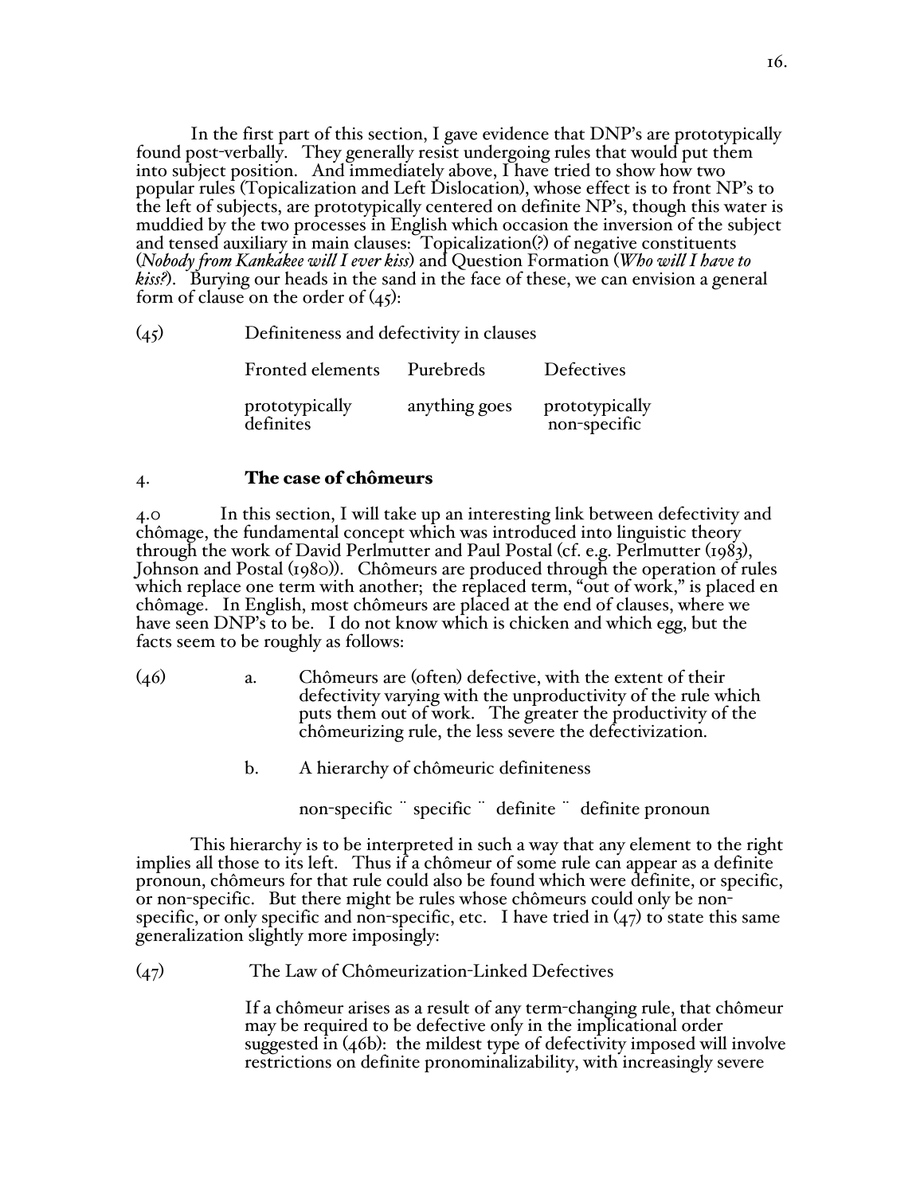In the first part of this section, I gave evidence that DNP's are prototypically found post-verbally. They generally resist undergoing rules that would put them into subject position. And immediately above, I have tried to show how two popular rules (Topicalization and Left Dislocation), whose effect is to front NP's to the left of subjects, are prototypically centered on definite NP's, though this water is muddied by the two processes in English which occasion the inversion of the subject and tensed auxiliary in main clauses: Topicalization(?) of negative constituents (*Nobody from Kankakee will I ever kiss*) and Question Formation (*Who will I have to kiss?*). Burying our heads in the sand in the face of these, we can envision a general form of clause on the order of (45):

(45) Definiteness and defectivity in clauses

| Fronted elements | Purebreds | Defectives |
|---|---|---|
| prototypically definites | anything goes | prototypically non-specific |

## 4. **The case of chômeurs**

4.0 In this section, I will take up an interesting link between defectivity and chômage, the fundamental concept which was introduced into linguistic theory through the work of David Perlmutter and Paul Postal (cf. e.g. Perlmutter (1983), Johnson and Postal (1980)). Chômeurs are produced through the operation of rules which replace one term with another; the replaced term, "out of work," is placed en chômage. In English, most chômeurs are placed at the end of clauses, where we have seen DNP's to be. I do not know which is chicken and which egg, but the facts seem to be roughly as follows:

(46) a. Chômeurs are (often) defective, with the extent of their defectivity varying with the unproductivity of the rule which puts them out of work. The greater the productivity of the chômeurizing rule, the less severe the defectivization.

b. A hierarchy of chômeuric definiteness

non-specific ¨ specific ¨ definite ¨ definite pronoun

This hierarchy is to be interpreted in such a way that any element to the right implies all those to its left. Thus if a chômeur of some rule can appear as a definite pronoun, chômeurs for that rule could also be found which were definite, or specific, or non-specific. But there might be rules whose chômeurs could only be non-specific, or only specific and non-specific, etc. I have tried in (47) to state this same generalization slightly more imposingly:

(47) The Law of Chômeurization-Linked Defectives

If a chômeur arises as a result of any term-changing rule, that chômeur may be required to be defective only in the implicational order suggested in (46b): the mildest type of defectivity imposed will involve restrictions on definite pronominalizability, with increasingly severe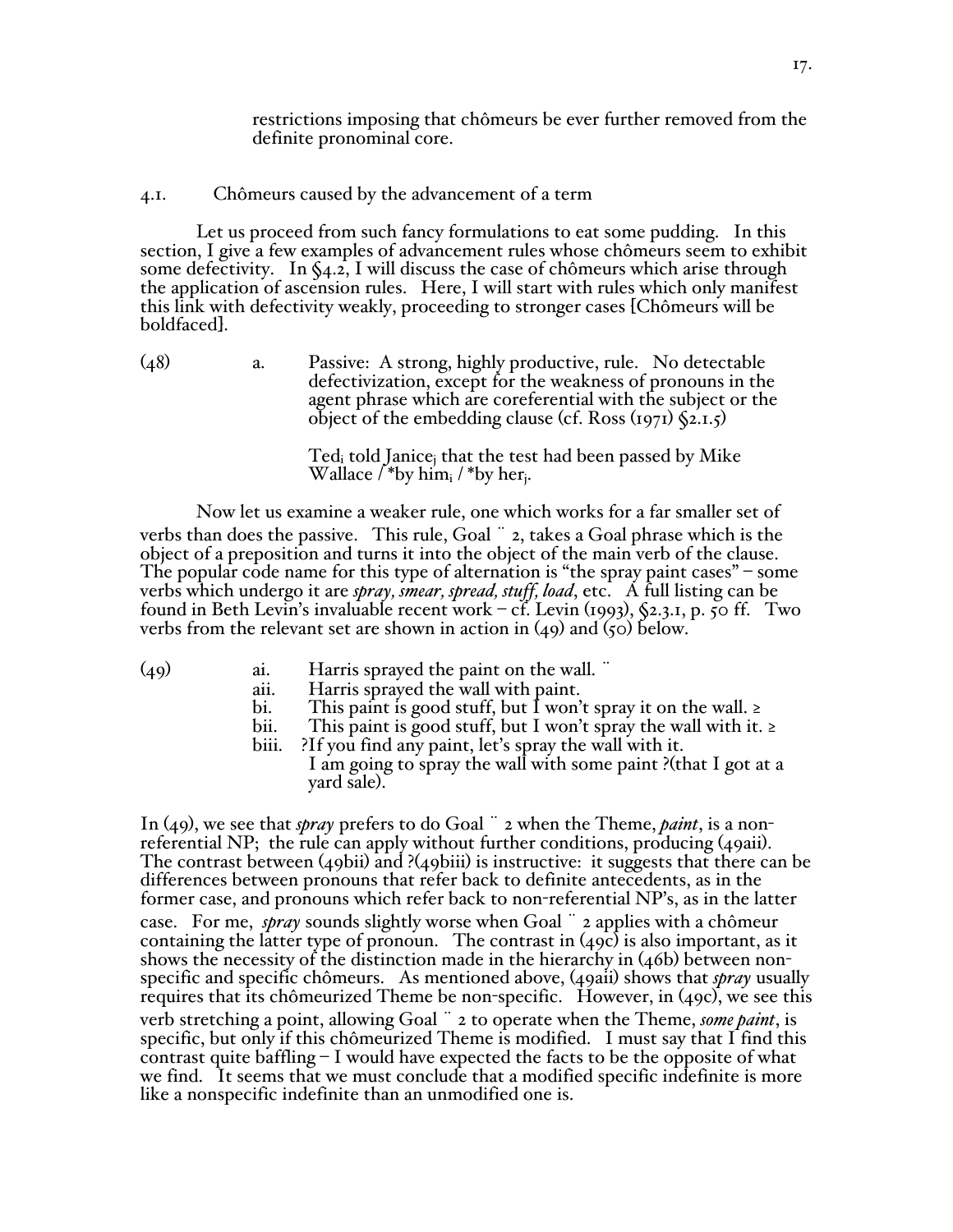restrictions imposing that chômeurs be ever further removed from the definite pronominal core.

## 4.1. Chômeurs caused by the advancement of a term

Let us proceed from such fancy formulations to eat some pudding. In this section, I give a few examples of advancement rules whose chômeurs seem to exhibit some defectivity. In §4.2, I will discuss the case of chômeurs which arise through the application of ascension rules. Here, I will start with rules which only manifest this link with defectivity weakly, proceeding to stronger cases [Chômeurs will be boldfaced].

(48) a. Passive: A strong, highly productive, rule. No detectable defectivization, except for the weakness of pronouns in the agent phrase which are coreferential with the subject or the object of the embedding clause (cf. Ross (1971) §2.1.5)

Ted$_i$ told Janice$_j$ that the test had been passed by Mike Wallace / *by him$_i$ / *by her$_j$.

Now let us examine a weaker rule, one which works for a far smaller set of verbs than does the passive. This rule, Goal ¨ 2, takes a Goal phrase which is the object of a preposition and turns it into the object of the main verb of the clause. The popular code name for this type of alternation is "the spray paint cases" – some verbs which undergo it are *spray, smear, spread, stuff, load*, etc. A full listing can be found in Beth Levin's invaluable recent work – cf. Levin (1993), §2.3.1, p. 50 ff. Two verbs from the relevant set are shown in action in (49) and (50) below.

(49)
- ai. Harris sprayed the paint on the wall. ¨
- aii. Harris sprayed the wall with paint.
- bi. This paint is good stuff, but I won't spray it on the wall. ≥
- bii. This paint is good stuff, but I won't spray the wall with it. ≥
- biii. ?If you find any paint, let's spray the wall with it.
- I am going to spray the wall with some paint ?(that I got at a yard sale).

In (49), we see that *spray* prefers to do Goal ¨ 2 when the Theme, *paint*, is a non-referential NP; the rule can apply without further conditions, producing (49aii). The contrast between (49bii) and ?(49biii) is instructive: it suggests that there can be differences between pronouns that refer back to definite antecedents, as in the former case, and pronouns which refer back to non-referential NP's, as in the latter case. For me, *spray* sounds slightly worse when Goal ¨ 2 applies with a chômeur containing the latter type of pronoun. The contrast in (49c) is also important, as it shows the necessity of the distinction made in the hierarchy in (46b) between non-specific and specific chômeurs. As mentioned above, (49aii) shows that *spray* usually requires that its chômeurized Theme be non-specific. However, in (49c), we see this verb stretching a point, allowing Goal ¨ 2 to operate when the Theme, *some paint*, is specific, but only if this chômeurized Theme is modified. I must say that I find this contrast quite baffling – I would have expected the facts to be the opposite of what we find. It seems that we must conclude that a modified specific indefinite is more like a nonspecific indefinite than an unmodified one is.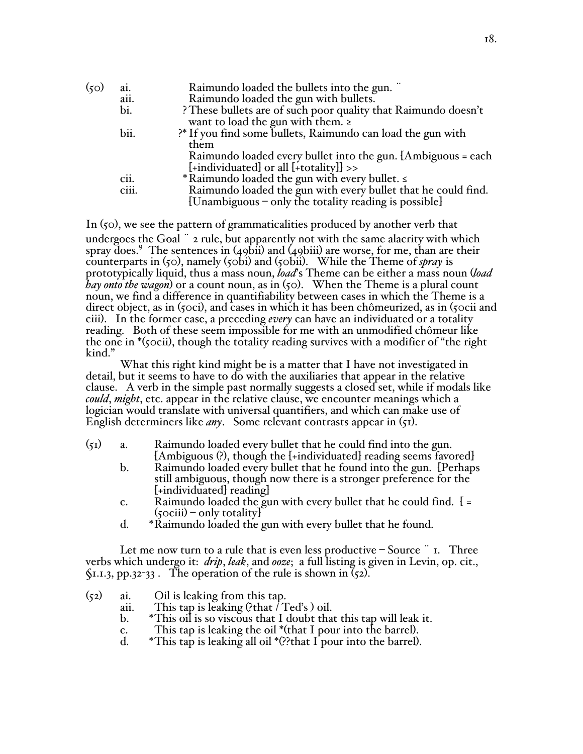(50) ai. Raimundo loaded the bullets into the gun. ¨
aii. Raimundo loaded the gun with bullets.
bi. ? These bullets are of such poor quality that Raimundo doesn't want to load the gun with them. ≥
bii. ?* If you find some bullets, Raimundo can load the gun with them
Raimundo loaded every bullet into the gun. [Ambiguous = each [+individuated] or all [+totality]] >>
cii. * Raimundo loaded the gun with every bullet. ≤
ciii. Raimundo loaded the gun with every bullet that he could find. [Unambiguous – only the totality reading is possible]

In (50), we see the pattern of grammaticalities produced by another verb that undergoes the Goal ¨ 2 rule, but apparently not with the same alacrity with which spray does.[9] The sentences in (49bii) and (49biii) are worse, for me, than are their counterparts in (50), namely (50bi) and (50bii). While the Theme of *spray* is prototypically liquid, thus a mass noun, *load*'s Theme can be either a mass noun (*load hay onto the wagon*) or a count noun, as in (50). When the Theme is a plural count noun, we find a difference in quantifiability between cases in which the Theme is a direct object, as in (50ci), and cases in which it has been chômeurized, as in (50cii and ciii). In the former case, a preceding *every* can have an individuated or a totality reading. Both of these seem impossible for me with an unmodified chômeur like the one in *(50cii), though the totality reading survives with a modifier of "the right kind."

What this right kind might be is a matter that I have not investigated in detail, but it seems to have to do with the auxiliaries that appear in the relative clause. A verb in the simple past normally suggests a closed set, while if modals like *could*, *might*, etc. appear in the relative clause, we encounter meanings which a logician would translate with universal quantifiers, and which can make use of English determiners like *any*. Some relevant contrasts appear in (51).

(51) a. Raimundo loaded every bullet that he could find into the gun. [Ambiguous (?), though the [+individuated] reading seems favored]
b. Raimundo loaded every bullet that he found into the gun. [Perhaps still ambiguous, though now there is a stronger preference for the [+individuated] reading]
c. Raimundo loaded the gun with every bullet that he could find. [ = (50ciii) – only totality]
d. *Raimundo loaded the gun with every bullet that he found.

Let me now turn to a rule that is even less productive – Source ¨ 1. Three verbs which undergo it: *drip*, *leak*, and *ooze*; a full listing is given in Levin, op. cit., §1.1.3, pp.32-33 . The operation of the rule is shown in (52).

(52) ai. Oil is leaking from this tap.
aii. This tap is leaking (?that / Ted's ) oil.
b. *This oil is so viscous that I doubt that this tap will leak it.
c. This tap is leaking the oil *(that I pour into the barrel).
d. *This tap is leaking all oil *(??that I pour into the barrel).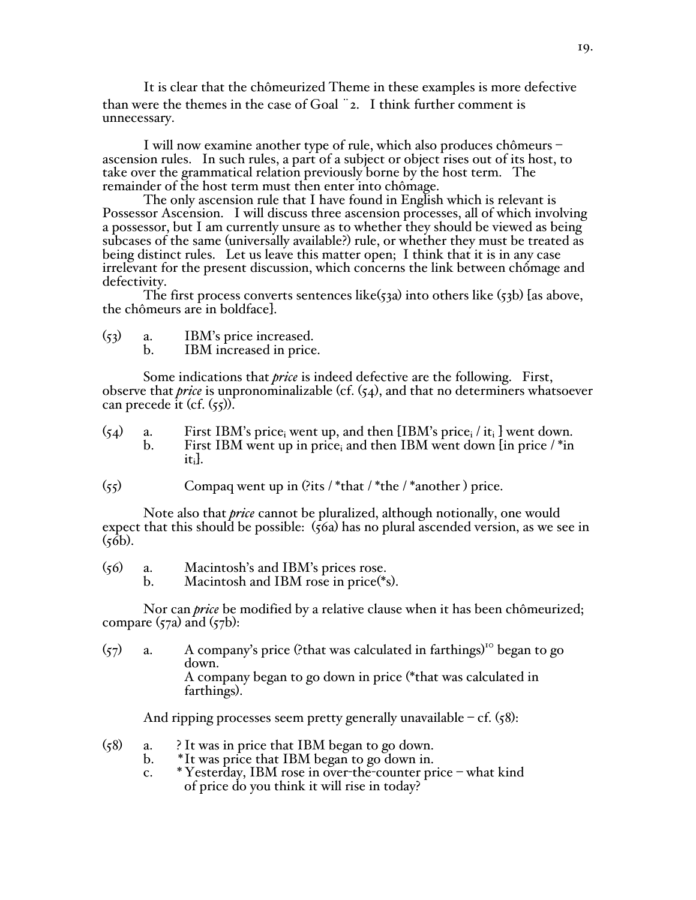It is clear that the chômeurized Theme in these examples is more defective than were the themes in the case of Goal ¨2. I think further comment is unnecessary.

I will now examine another type of rule, which also produces chômeurs – ascension rules. In such rules, a part of a subject or object rises out of its host, to take over the grammatical relation previously borne by the host term. The remainder of the host term must then enter into chômage.

The only ascension rule that I have found in English which is relevant is Possessor Ascension. I will discuss three ascension processes, all of which involving a possessor, but I am currently unsure as to whether they should be viewed as being subcases of the same (universally available?) rule, or whether they must be treated as being distinct rules. Let us leave this matter open; I think that it is in any case irrelevant for the present discussion, which concerns the link between chômage and defectivity.

The first process converts sentences like(53a) into others like (53b) [as above, the chômeurs are in boldface].

(53) a. IBM's price increased.
 b. IBM increased in price.

Some indications that *price* is indeed defective are the following. First, observe that *price* is unpronominalizable (cf. (54), and that no determiners whatsoever can precede it (cf. (55)).

(54) a. First IBM's price$_i$ went up, and then [IBM's price$_i$ / it$_i$ ] went down.
 b. First IBM went up in price$_i$ and then IBM went down [in price / *in it$_i$].

(55) Compaq went up in (?its / *that / *the / *another ) price.

Note also that *price* cannot be pluralized, although notionally, one would expect that this should be possible: (56a) has no plural ascended version, as we see in (56b).

(56) a. Macintosh's and IBM's prices rose.
 b. Macintosh and IBM rose in price(*s).

Nor can *price* be modified by a relative clause when it has been chômeurized; compare (57a) and (57b):

(57) a. A company's price (?that was calculated in farthings)[10] began to go down.
 A company began to go down in price (*that was calculated in farthings).

And ripping processes seem pretty generally unavailable – cf. (58):

(58) a. ? It was in price that IBM began to go down.
 b. *It was price that IBM began to go down in.
 c. * Yesterday, IBM rose in over-the-counter price – what kind of price do you think it will rise in today?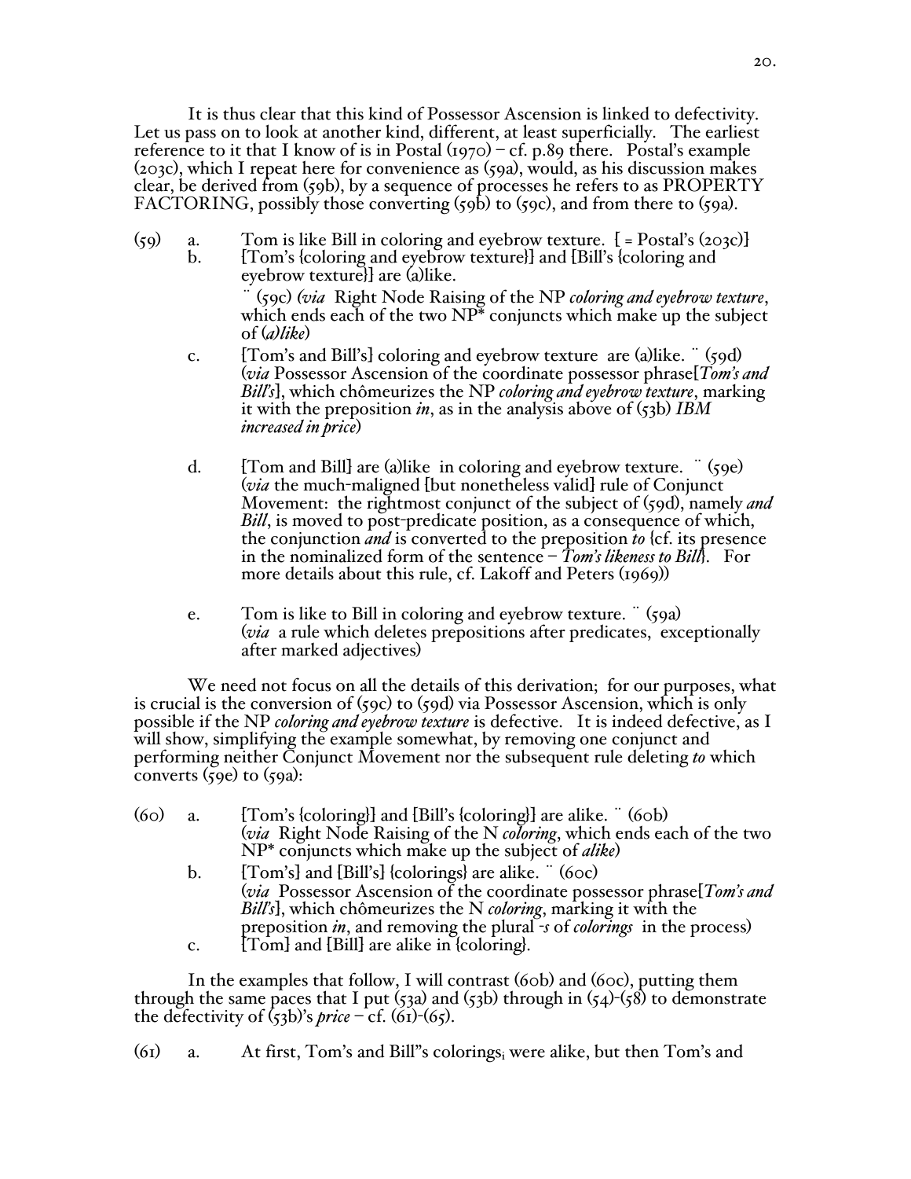It is thus clear that this kind of Possessor Ascension is linked to defectivity. Let us pass on to look at another kind, different, at least superficially. The earliest reference to it that I know of is in Postal (1970) – cf. p.89 there. Postal's example (203c), which I repeat here for convenience as (59a), would, as his discussion makes clear, be derived from (59b), by a sequence of processes he refers to as PROPERTY FACTORING, possibly those converting (59b) to (59c), and from there to (59a).

(59) a. Tom is like Bill in coloring and eyebrow texture. [ = Postal's (203c)]

b. [Tom's {coloring and eyebrow texture}] and [Bill's {coloring and eyebrow texture}] are (a)like.
¨ (59c) *(via* Right Node Raising of the NP *coloring and eyebrow texture*, which ends each of the two NP* conjuncts which make up the subject of *(a)like*)

c. [Tom's and Bill's] coloring and eyebrow texture are (a)like. ¨ (59d) (*via* Possessor Ascension of the coordinate possessor phrase[*Tom's and Bill's*], which chômeurizes the NP *coloring and eyebrow texture*, marking it with the preposition *in*, as in the analysis above of (53b) *IBM increased in price*)

d. [Tom and Bill] are (a)like in coloring and eyebrow texture. ¨ (59e) (*via* the much-maligned [but nonetheless valid] rule of Conjunct Movement: the rightmost conjunct of the subject of (59d), namely *and Bill*, is moved to post-predicate position, as a consequence of which, the conjunction *and* is converted to the preposition *to* {cf. its presence in the nominalized form of the sentence – *Tom's likeness to Bill*}. For more details about this rule, cf. Lakoff and Peters (1969))

e. Tom is like to Bill in coloring and eyebrow texture. ¨ (59a) (*via* a rule which deletes prepositions after predicates, exceptionally after marked adjectives)

We need not focus on all the details of this derivation; for our purposes, what is crucial is the conversion of (59c) to (59d) via Possessor Ascension, which is only possible if the NP *coloring and eyebrow texture* is defective. It is indeed defective, as I will show, simplifying the example somewhat, by removing one conjunct and performing neither Conjunct Movement nor the subsequent rule deleting *to* which converts (59e) to (59a):

(60) a. [Tom's {coloring}] and [Bill's {coloring}] are alike. ¨ (60b) (*via* Right Node Raising of the N *coloring*, which ends each of the two NP* conjuncts which make up the subject of *alike*)

b. [Tom's] and [Bill's] {colorings} are alike. ¨ (60c) (*via* Possessor Ascension of the coordinate possessor phrase[*Tom's and Bill's*], which chômeurizes the N *coloring*, marking it with the preposition *in*, and removing the plural *-s* of *colorings* in the process)

c. [Tom] and [Bill] are alike in {coloring}.

In the examples that follow, I will contrast (60b) and (60c), putting them through the same paces that I put (53a) and (53b) through in (54)-(58) to demonstrate the defectivity of (53b)'s *price* – cf. (61)-(65).

(61) a. At first, Tom's and Bill''s $\text{colorings}_i$ were alike, but then Tom's and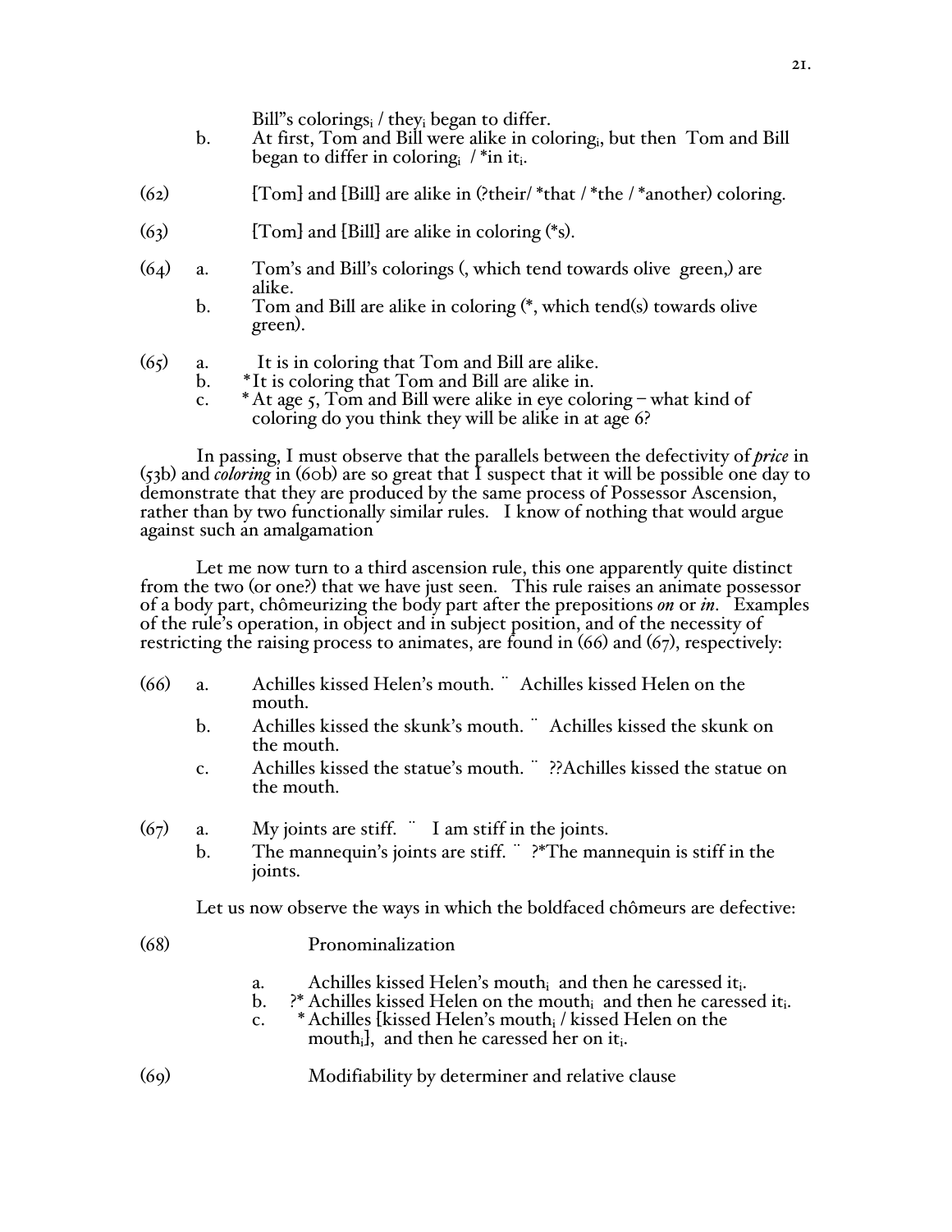Bill"s coloringsᵢ / theyᵢ began to differ.

b. At first, Tom and Bill were alike in coloringᵢ, but then Tom and Bill began to differ in coloringᵢ / *in itᵢ.

(62) [Tom] and [Bill] are alike in (?their/ *that / *the / *another) coloring.

(63) [Tom] and [Bill] are alike in coloring (*s).

(64) a. Tom's and Bill's colorings (, which tend towards olive green,) are alike.

b. Tom and Bill are alike in coloring (*, which tend(s) towards olive green).

(65) a. It is in coloring that Tom and Bill are alike.

b. *It is coloring that Tom and Bill are alike in.

c. *At age 5, Tom and Bill were alike in eye coloring – what kind of coloring do you think they will be alike in at age 6?

In passing, I must observe that the parallels between the defectivity of *price* in (53b) and *coloring* in (60b) are so great that I suspect that it will be possible one day to demonstrate that they are produced by the same process of Possessor Ascension, rather than by two functionally similar rules. I know of nothing that would argue against such an amalgamation

Let me now turn to a third ascension rule, this one apparently quite distinct from the two (or one?) that we have just seen. This rule raises an animate possessor of a body part, chômeurizing the body part after the prepositions *on* or *in*. Examples of the rule's operation, in object and in subject position, and of the necessity of restricting the raising process to animates, are found in (66) and (67), respectively:

(66) a. Achilles kissed Helen's mouth. ¨ Achilles kissed Helen on the mouth.

b. Achilles kissed the skunk's mouth. ¨ Achilles kissed the skunk on the mouth.

c. Achilles kissed the statue's mouth. ¨ ??Achilles kissed the statue on the mouth.

(67) a. My joints are stiff. ¨ I am stiff in the joints.

b. The mannequin's joints are stiff. ¨ ?*The mannequin is stiff in the joints.

Let us now observe the ways in which the boldfaced chômeurs are defective:

(68) Pronominalization

a. Achilles kissed Helen's mouthᵢ and then he caressed itᵢ.

b. ?* Achilles kissed Helen on the mouthᵢ and then he caressed itᵢ.

c. * Achilles [kissed Helen's mouthᵢ / kissed Helen on the mouthᵢ], and then he caressed her on itᵢ.

(69) Modifiability by determiner and relative clause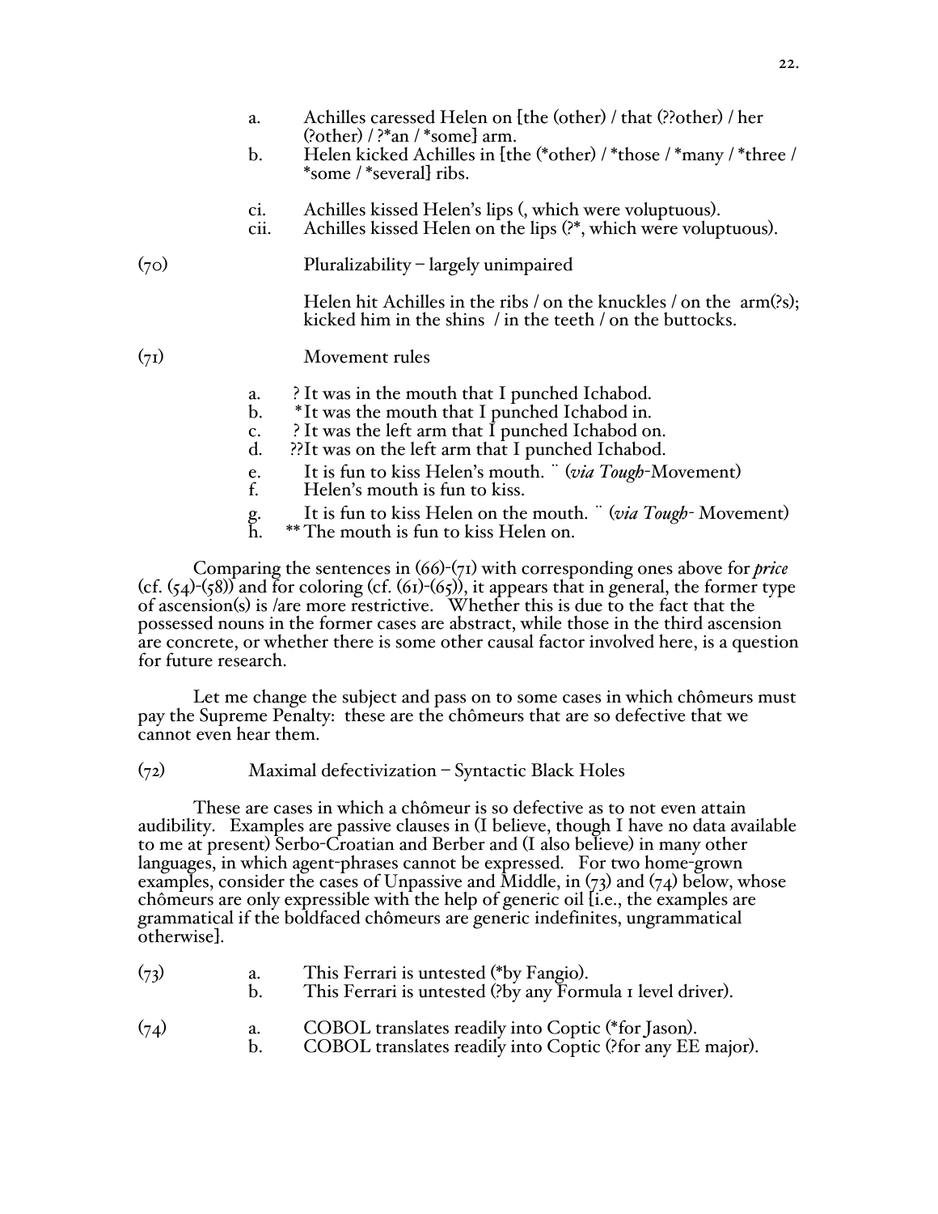a. Achilles caressed Helen on [the (other) / that (??other) / her (?other) / ?*an / *some] arm.
b. Helen kicked Achilles in [the (*other) / *those / *many / *three / *some / *several] ribs.

ci. Achilles kissed Helen's lips (, which were voluptuous).
cii. Achilles kissed Helen on the lips (?*, which were voluptuous).

(70) Pluralizability – largely unimpaired

Helen hit Achilles in the ribs / on the knuckles / on the arm(?s); kicked him in the shins / in the teeth / on the buttocks.

(71) Movement rules

a. ? It was in the mouth that I punched Ichabod.
b. *It was the mouth that I punched Ichabod in.
c. ? It was the left arm that I punched Ichabod on.
d. ??It was on the left arm that I punched Ichabod.
e. It is fun to kiss Helen's mouth. ¨ (*via Tough*-Movement)
f. Helen's mouth is fun to kiss.
g. It is fun to kiss Helen on the mouth. ¨ (*via Tough*- Movement)
h. ** The mouth is fun to kiss Helen on.

Comparing the sentences in (66)-(71) with corresponding ones above for *price* (cf. (54)-(58)) and for coloring (cf. (61)-(65)), it appears that in general, the former type of ascension(s) is /are more restrictive. Whether this is due to the fact that the possessed nouns in the former cases are abstract, while those in the third ascension are concrete, or whether there is some other causal factor involved here, is a question for future research.

Let me change the subject and pass on to some cases in which chômeurs must pay the Supreme Penalty: these are the chômeurs that are so defective that we cannot even hear them.

(72) Maximal defectivization – Syntactic Black Holes

These are cases in which a chômeur is so defective as to not even attain audibility. Examples are passive clauses in (I believe, though I have no data available to me at present) Serbo-Croatian and Berber and (I also believe) in many other languages, in which agent-phrases cannot be expressed. For two home-grown examples, consider the cases of Unpassive and Middle, in (73) and (74) below, whose chômeurs are only expressible with the help of generic oil [i.e., the examples are grammatical if the boldfaced chômeurs are generic indefinites, ungrammatical otherwise].

(73) a. This Ferrari is untested (*by Fangio).
b. This Ferrari is untested (?by any Formula 1 level driver).

(74) a. COBOL translates readily into Coptic (*for Jason).
b. COBOL translates readily into Coptic (?for any EE major).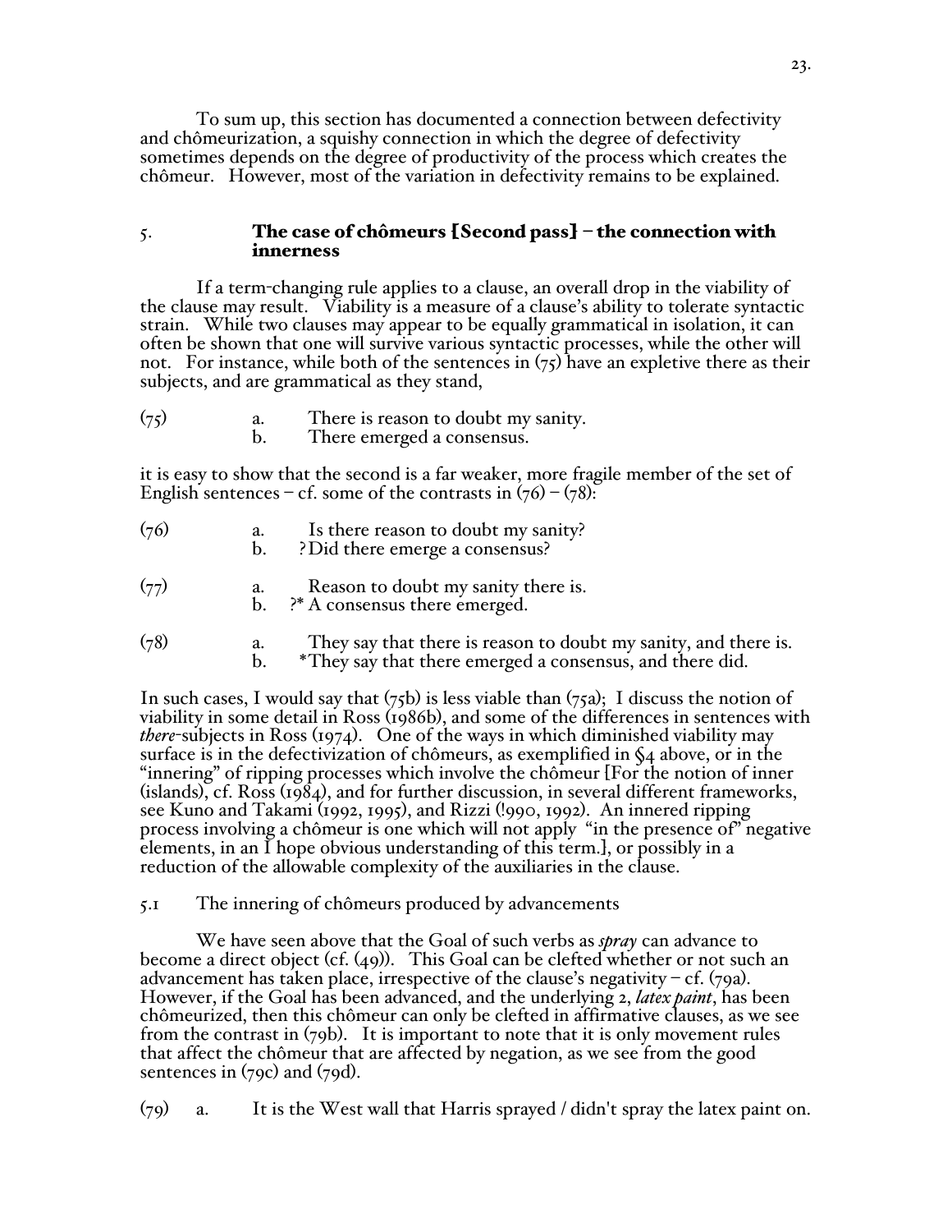To sum up, this section has documented a connection between defectivity and chômeurization, a squishy connection in which the degree of defectivity sometimes depends on the degree of productivity of the process which creates the chômeur. However, most of the variation in defectivity remains to be explained.

## 5. The case of chômeurs [Second pass] – the connection with innerness

If a term-changing rule applies to a clause, an overall drop in the viability of the clause may result. Viability is a measure of a clause's ability to tolerate syntactic strain. While two clauses may appear to be equally grammatical in isolation, it can often be shown that one will survive various syntactic processes, while the other will not. For instance, while both of the sentences in (75) have an expletive there as their subjects, and are grammatical as they stand,

(75) a. There is reason to doubt my sanity.
     b. There emerged a consensus.

it is easy to show that the second is a far weaker, more fragile member of the set of English sentences – cf. some of the contrasts in (76) – (78):

(76) a. Is there reason to doubt my sanity?
     b. ? Did there emerge a consensus?

(77) a. Reason to doubt my sanity there is.
     b. ?* A consensus there emerged.

(78) a. They say that there is reason to doubt my sanity, and there is.
     b. *They say that there emerged a consensus, and there did.

In such cases, I would say that (75b) is less viable than (75a); I discuss the notion of viability in some detail in Ross (1986b), and some of the differences in sentences with *there*-subjects in Ross (1974). One of the ways in which diminished viability may surface is in the defectivization of chômeurs, as exemplified in §4 above, or in the "innering" of ripping processes which involve the chômeur [For the notion of inner (islands), cf. Ross (1984), and for further discussion, in several different frameworks, see Kuno and Takami (1992, 1995), and Rizzi (!990, 1992). An innered ripping process involving a chômeur is one which will not apply "in the presence of" negative elements, in an I hope obvious understanding of this term.], or possibly in a reduction of the allowable complexity of the auxiliaries in the clause.

### 5.1 The innering of chômeurs produced by advancements

We have seen above that the Goal of such verbs as *spray* can advance to become a direct object (cf. (49)). This Goal can be clefted whether or not such an advancement has taken place, irrespective of the clause's negativity – cf. (79a). However, if the Goal has been advanced, and the underlying 2, *latex paint*, has been chômeurized, then this chômeur can only be clefted in affirmative clauses, as we see from the contrast in (79b). It is important to note that it is only movement rules that affect the chômeur that are affected by negation, as we see from the good sentences in (79c) and (79d).

(79) a. It is the West wall that Harris sprayed / didn't spray the latex paint on.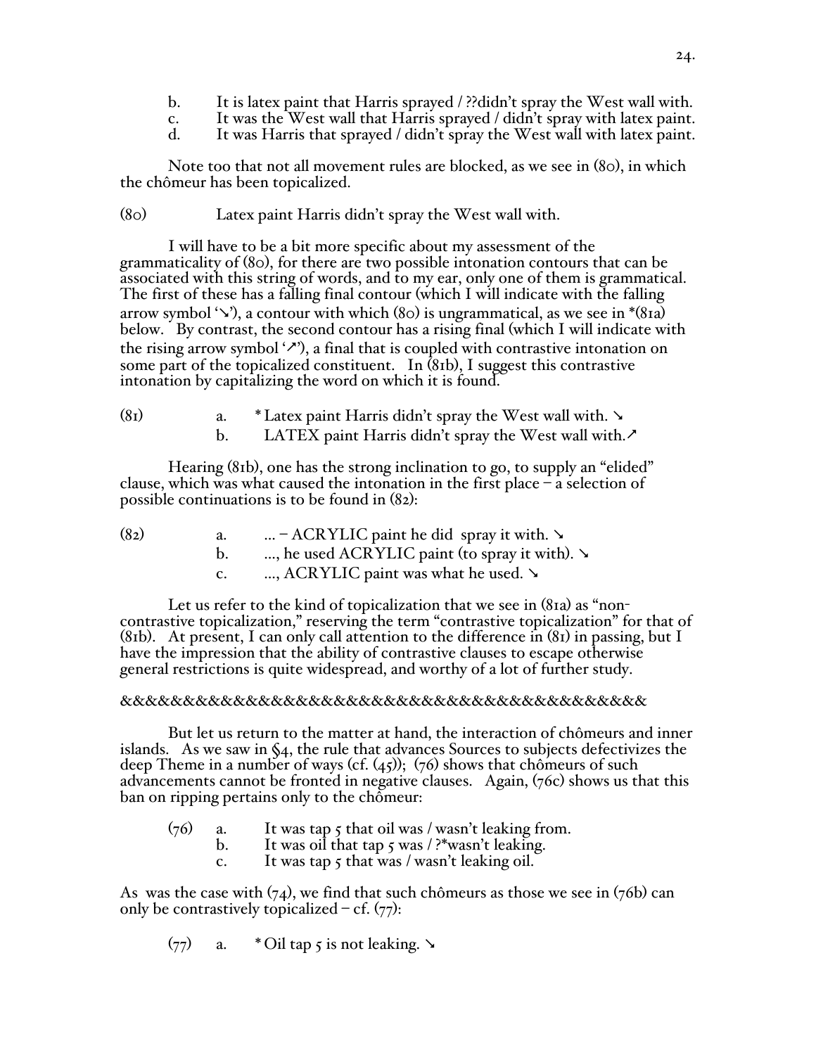b. It is latex paint that Harris sprayed / ??didn't spray the West wall with.
c. It was the West wall that Harris sprayed / didn't spray with latex paint.
d. It was Harris that sprayed / didn't spray the West wall with latex paint.

Note too that not all movement rules are blocked, as we see in (80), in which the chômeur has been topicalized.

(80) Latex paint Harris didn't spray the West wall with.

I will have to be a bit more specific about my assessment of the grammaticality of (80), for there are two possible intonation contours that can be associated with this string of words, and to my ear, only one of them is grammatical. The first of these has a falling final contour (which I will indicate with the falling arrow symbol '↘'), a contour with which (80) is ungrammatical, as we see in *(81a) below. By contrast, the second contour has a rising final (which I will indicate with the rising arrow symbol '↗'), a final that is coupled with contrastive intonation on some part of the topicalized constituent. In (81b), I suggest this contrastive intonation by capitalizing the word on which it is found.

(81) a. * Latex paint Harris didn't spray the West wall with. ↘
b. LATEX paint Harris didn't spray the West wall with. ↗

Hearing (81b), one has the strong inclination to go, to supply an "elided" clause, which was what caused the intonation in the first place – a selection of possible continuations is to be found in (82):

(82) a. ... – ACRYLIC paint he did spray it with. ↘
b. ..., he used ACRYLIC paint (to spray it with). ↘
c. ..., ACRYLIC paint was what he used. ↘

Let us refer to the kind of topicalization that we see in (81a) as "non-contrastive topicalization," reserving the term "contrastive topicalization" for that of (81b). At present, I can only call attention to the difference in (81) in passing, but I have the impression that the ability of contrastive clauses to escape otherwise general restrictions is quite widespread, and worthy of a lot of further study.

&&&&&&&&&&&&&&&&&&&&&&&&&&&&&&&&&&&&&&&&&&&

But let us return to the matter at hand, the interaction of chômeurs and inner islands. As we saw in §4, the rule that advances Sources to subjects defectivizes the deep Theme in a number of ways (cf. (45)); (76) shows that chômeurs of such advancements cannot be fronted in negative clauses. Again, (76c) shows us that this ban on ripping pertains only to the chômeur:

(76) a. It was tap 5 that oil was / wasn't leaking from.
b. It was oil that tap 5 was / ?*wasn't leaking.
c. It was tap 5 that was / wasn't leaking oil.

As was the case with (74), we find that such chômeurs as those we see in (76b) can only be contrastively topicalized – cf. (77):

(77) a. * Oil tap 5 is not leaking. ↘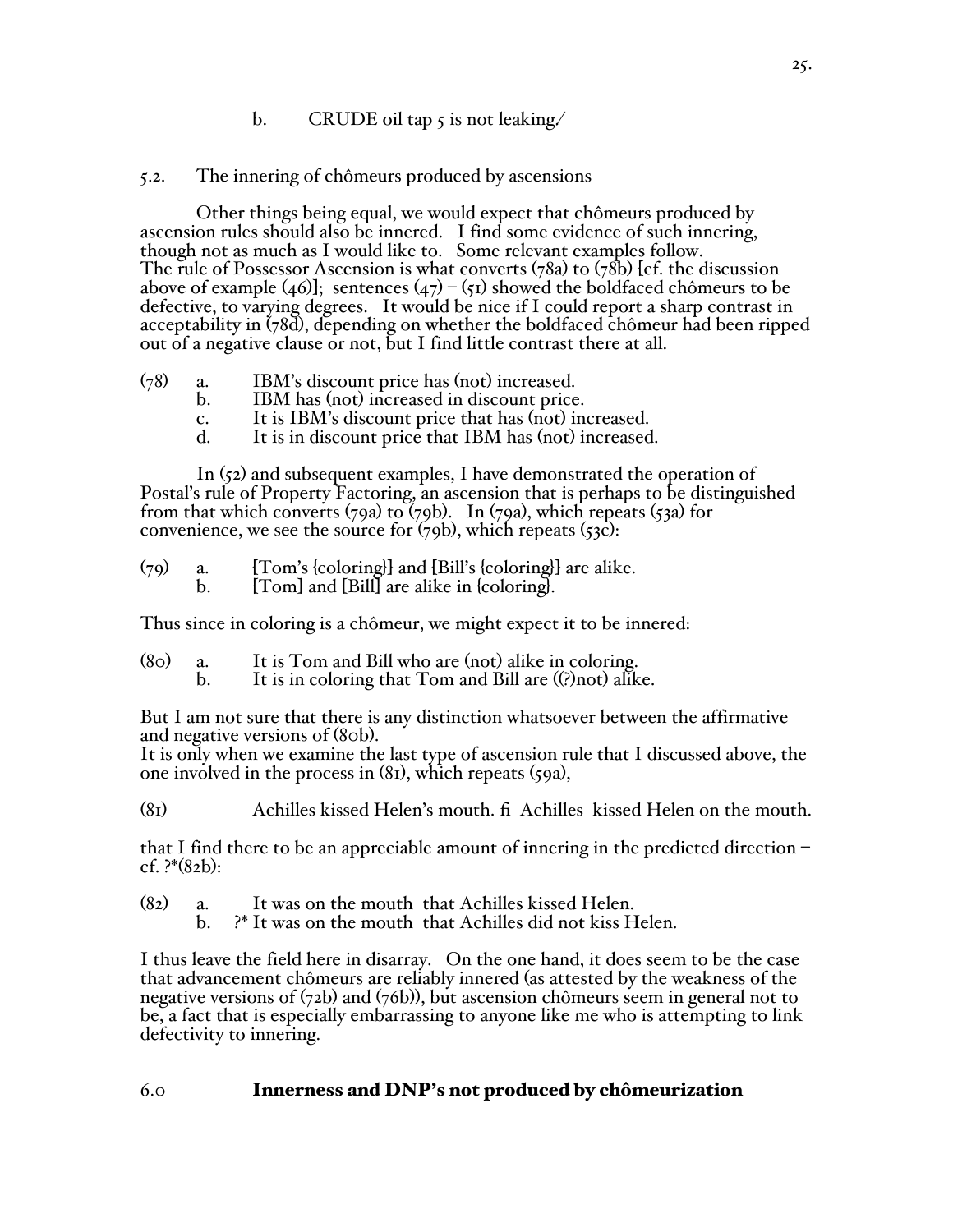b. CRUDE oil tap 5 is not leaking/

## 5.2. The innering of chômeurs produced by ascensions

Other things being equal, we would expect that chômeurs produced by ascension rules should also be innered. I find some evidence of such innering, though not as much as I would like to. Some relevant examples follow.
The rule of Possessor Ascension is what converts (78a) to (78b) [cf. the discussion above of example (46)]; sentences (47) – (51) showed the boldfaced chômeurs to be defective, to varying degrees. It would be nice if I could report a sharp contrast in acceptability in (78d), depending on whether the boldfaced chômeur had been ripped out of a negative clause or not, but I find little contrast there at all.

(78) a. IBM's discount price has (not) increased.
b. IBM has (not) increased in discount price.
c. It is IBM's discount price that has (not) increased.
d. It is in discount price that IBM has (not) increased.

In (52) and subsequent examples, I have demonstrated the operation of Postal's rule of Property Factoring, an ascension that is perhaps to be distinguished from that which converts (79a) to (79b). In (79a), which repeats (53a) for convenience, we see the source for (79b), which repeats (53c):

(79) a. [Tom's {coloring}] and [Bill's {coloring}] are alike.
b. [Tom] and [Bill] are alike in {coloring}.

Thus since in coloring is a chômeur, we might expect it to be innered:

(80) a. It is Tom and Bill who are (not) alike in coloring.
b. It is in coloring that Tom and Bill are ((?)not) alike.

But I am not sure that there is any distinction whatsoever between the affirmative and negative versions of (80b).
It is only when we examine the last type of ascension rule that I discussed above, the one involved in the process in (81), which repeats (59a),

(81) Achilles kissed Helen's mouth. fi Achilles kissed Helen on the mouth.

that I find there to be an appreciable amount of innering in the predicted direction – cf. ?*(82b):

(82) a. It was on the mouth that Achilles kissed Helen.
b. ?* It was on the mouth that Achilles did not kiss Helen.

I thus leave the field here in disarray. On the one hand, it does seem to be the case that advancement chômeurs are reliably innered (as attested by the weakness of the negative versions of (72b) and (76b)), but ascension chômeurs seem in general not to be, a fact that is especially embarrassing to anyone like me who is attempting to link defectivity to innering.

## 6.0 **Innerness and DNP's not produced by chômeurization**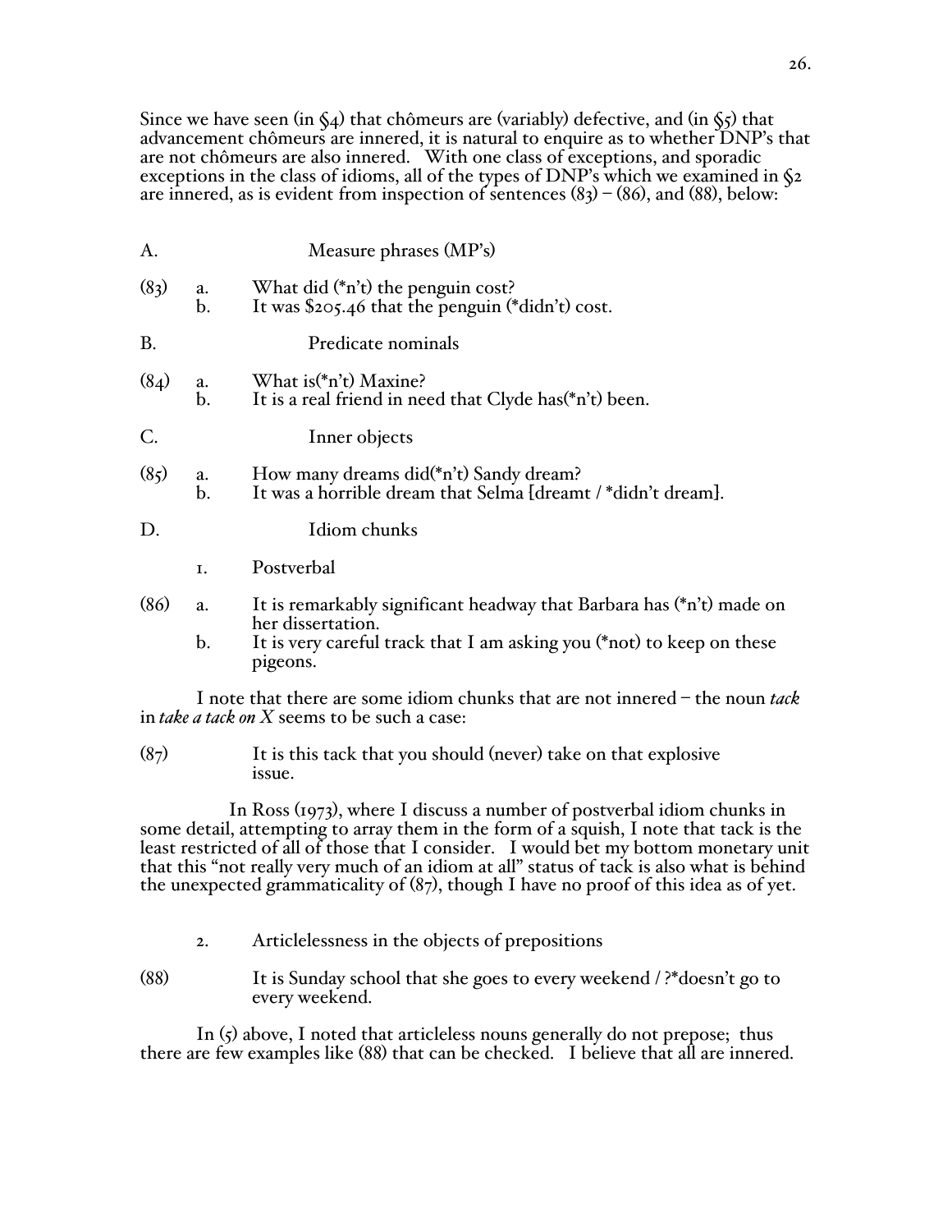Since we have seen (in §4) that chômeurs are (variably) defective, and (in §5) that advancement chômeurs are innered, it is natural to enquire as to whether DNP's that are not chômeurs are also innered. With one class of exceptions, and sporadic exceptions in the class of idioms, all of the types of DNP's which we examined in §2 are innered, as is evident from inspection of sentences (83) – (86), and (88), below:

A. Measure phrases (MP's)

(83) a. What did (*n't) the penguin cost?
b. It was $205.46 that the penguin (*didn't) cost.

B. Predicate nominals

(84) a. What is(*n't) Maxine?
b. It is a real friend in need that Clyde has(*n't) been.

C. Inner objects

(85) a. How many dreams did(*n't) Sandy dream?
b. It was a horrible dream that Selma [dreamt / *didn't dream].

D. Idiom chunks

1. Postverbal

(86) a. It is remarkably significant headway that Barbara has (*n't) made on her dissertation.
b. It is very careful track that I am asking you (*not) to keep on these pigeons.

I note that there are some idiom chunks that are not innered – the noun *tack* in *take a tack on X* seems to be such a case:

(87) It is this tack that you should (never) take on that explosive issue.

In Ross (1973), where I discuss a number of postverbal idiom chunks in some detail, attempting to array them in the form of a squish, I note that tack is the least restricted of all of those that I consider. I would bet my bottom monetary unit that this "not really very much of an idiom at all" status of tack is also what is behind the unexpected grammaticality of (87), though I have no proof of this idea as of yet.

2. Articlelessness in the objects of prepositions

(88) It is Sunday school that she goes to every weekend / ?*doesn't go to every weekend.

In (5) above, I noted that articleless nouns generally do not prepose; thus there are few examples like (88) that can be checked. I believe that all are innered.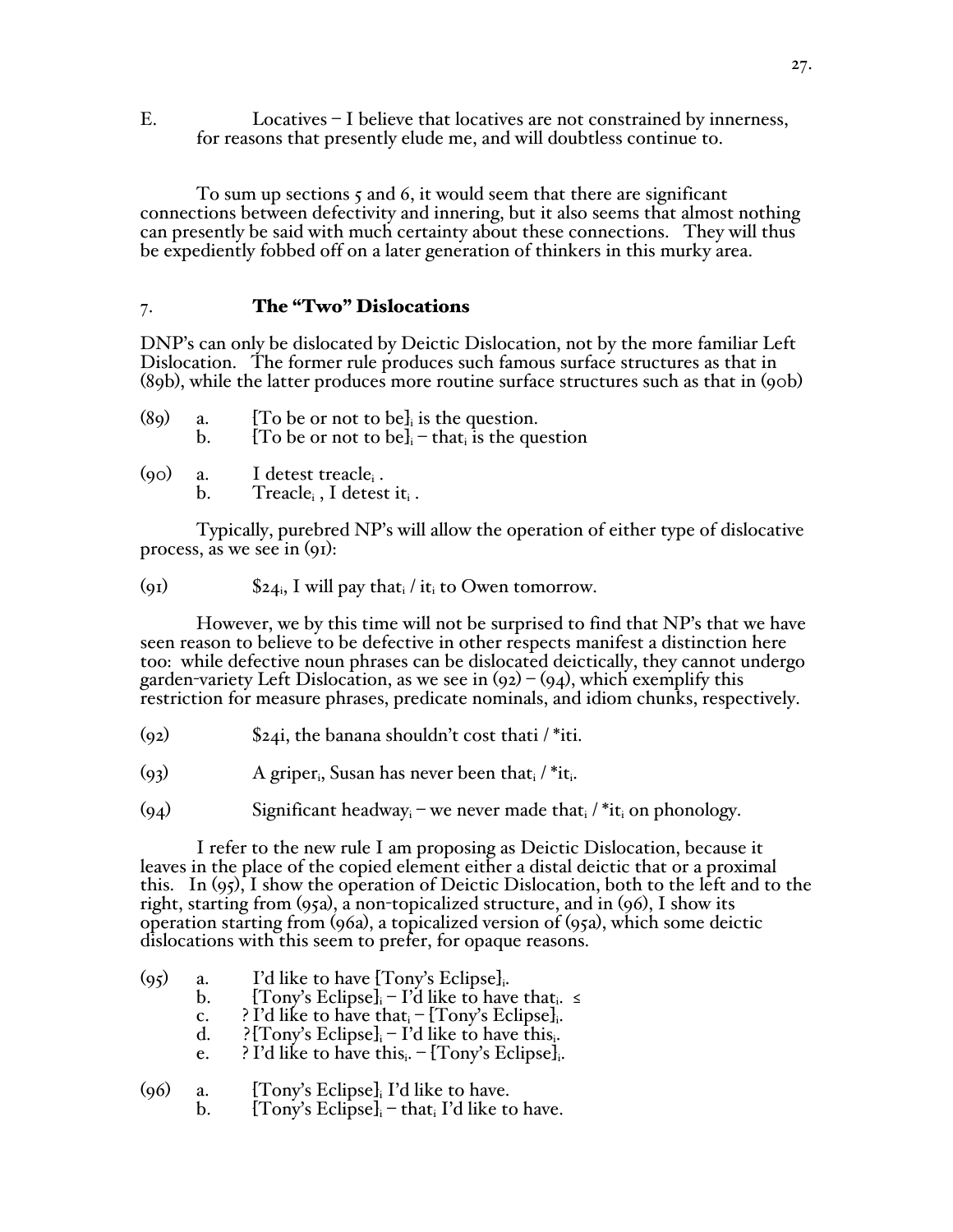E. Locatives – I believe that locatives are not constrained by innerness, for reasons that presently elude me, and will doubtless continue to.

To sum up sections 5 and 6, it would seem that there are significant connections between defectivity and innering, but it also seems that almost nothing can presently be said with much certainty about these connections. They will thus be expediently fobbed off on a later generation of thinkers in this murky area.

## 7. **The "Two" Dislocations**

DNP's can only be dislocated by Deictic Dislocation, not by the more familiar Left Dislocation. The former rule produces such famous surface structures as that in (89b), while the latter produces more routine surface structures such as that in (90b)

(89) a. [To be or not to be]$_i$ is the question.
  b. [To be or not to be]$_i$ – that$_i$ is the question

(90) a. I detest treacle$_i$ .
  b. Treacle$_i$ , I detest it$_i$ .

Typically, purebred NP's will allow the operation of either type of dislocative process, as we see in (91):

(91) $24$_i$, I will pay that$_i$ / it$_i$ to Owen tomorrow.

However, we by this time will not be surprised to find that NP's that we have seen reason to believe to be defective in other respects manifest a distinction here too: while defective noun phrases can be dislocated deictically, they cannot undergo garden-variety Left Dislocation, as we see in (92) – (94), which exemplify this restriction for measure phrases, predicate nominals, and idiom chunks, respectively.

(92) $24i, the banana shouldn't cost thati / *iti.

(93) A griper$_i$, Susan has never been that$_i$ / *it$_i$.

(94) Significant headway$_i$ – we never made that$_i$ / *it$_i$ on phonology.

I refer to the new rule I am proposing as Deictic Dislocation, because it leaves in the place of the copied element either a distal deictic that or a proximal this. In (95), I show the operation of Deictic Dislocation, both to the left and to the right, starting from (95a), a non-topicalized structure, and in (96), I show its operation starting from (96a), a topicalized version of (95a), which some deictic dislocations with this seem to prefer, for opaque reasons.

(95) a. I'd like to have [Tony's Eclipse]$_i$.
  b. [Tony's Eclipse]$_i$ – I'd like to have that$_i$. ≤
  c. ? I'd like to have that$_i$ – [Tony's Eclipse]$_i$.
  d. ? [Tony's Eclipse]$_i$ – I'd like to have this$_i$.
  e. ? I'd like to have this$_i$. – [Tony's Eclipse]$_i$.

(96) a. [Tony's Eclipse]$_i$ I'd like to have.
  b. [Tony's Eclipse]$_i$ – that$_i$ I'd like to have.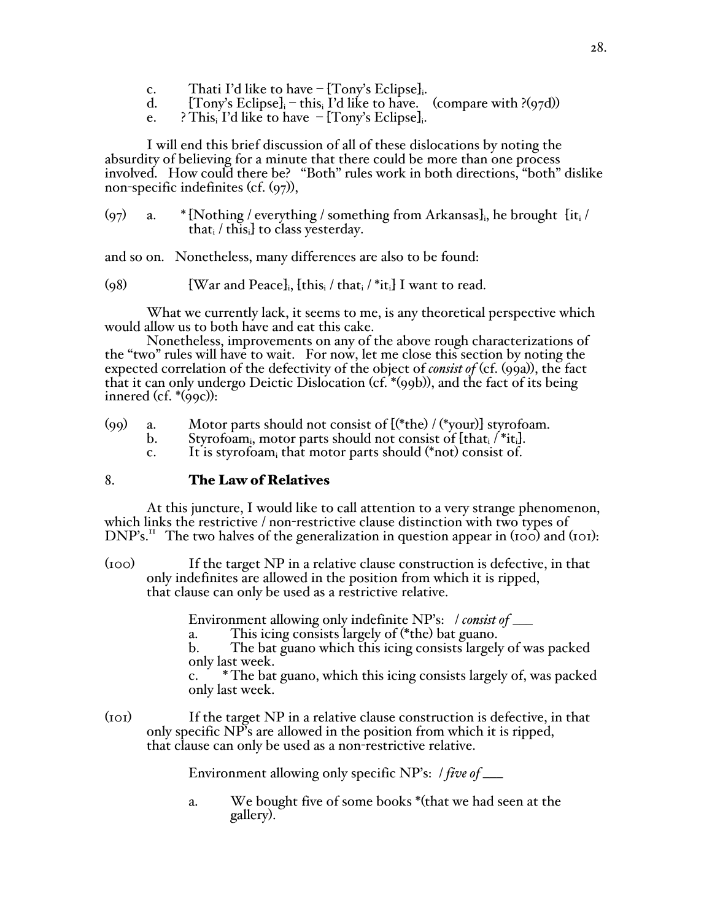c. Thati I'd like to have – [Tony's Eclipse]$_i$.
d. [Tony's Eclipse]$_i$ – this$_i$ I'd like to have. (compare with ?(97d))
e. ? This$_i$ I'd like to have – [Tony's Eclipse]$_i$.

I will end this brief discussion of all of these dislocations by noting the absurdity of believing for a minute that there could be more than one process involved. How could there be? "Both" rules work in both directions, "both" dislike non-specific indefinites (cf. (97)),

(97) a. * [Nothing / everything / something from Arkansas]$_i$, he brought [it$_i$ / that$_i$ / this$_i$] to class yesterday.

and so on. Nonetheless, many differences are also to be found:

(98) [War and Peace]$_i$, [this$_i$ / that$_i$ / *it$_i$] I want to read.

What we currently lack, it seems to me, is any theoretical perspective which would allow us to both have and eat this cake.

Nonetheless, improvements on any of the above rough characterizations of the "two" rules will have to wait. For now, let me close this section by noting the expected correlation of the defectivity of the object of *consist of* (cf. (99a)), the fact that it can only undergo Deictic Dislocation (cf. *(99b)), and the fact of its being innered (cf. *(99c)):

(99) a. Motor parts should not consist of [(*the) / (*your)] styrofoam.
b. Styrofoam$_i$, motor parts should not consist of [that$_i$ / *it$_i$].
c. It is styrofoam$_i$ that motor parts should (*not) consist of.

## 8. **The Law of Relatives**

At this juncture, I would like to call attention to a very strange phenomenon, which links the restrictive / non-restrictive clause distinction with two types of DNP's.[11] The two halves of the generalization in question appear in (100) and (101):

(100) If the target NP in a relative clause construction is defective, in that only indefinites are allowed in the position from which it is ripped, that clause can only be used as a restrictive relative.

Environment allowing only indefinite NP's: / *consist of* ___

a. This icing consists largely of (*the) bat guano.
b. The bat guano which this icing consists largely of was packed only last week.
c. * The bat guano, which this icing consists largely of, was packed only last week.

(101) If the target NP in a relative clause construction is defective, in that only specific NP's are allowed in the position from which it is ripped, that clause can only be used as a non-restrictive relative.

Environment allowing only specific NP's: / *five of* ___

a. We bought five of some books *(that we had seen at the gallery).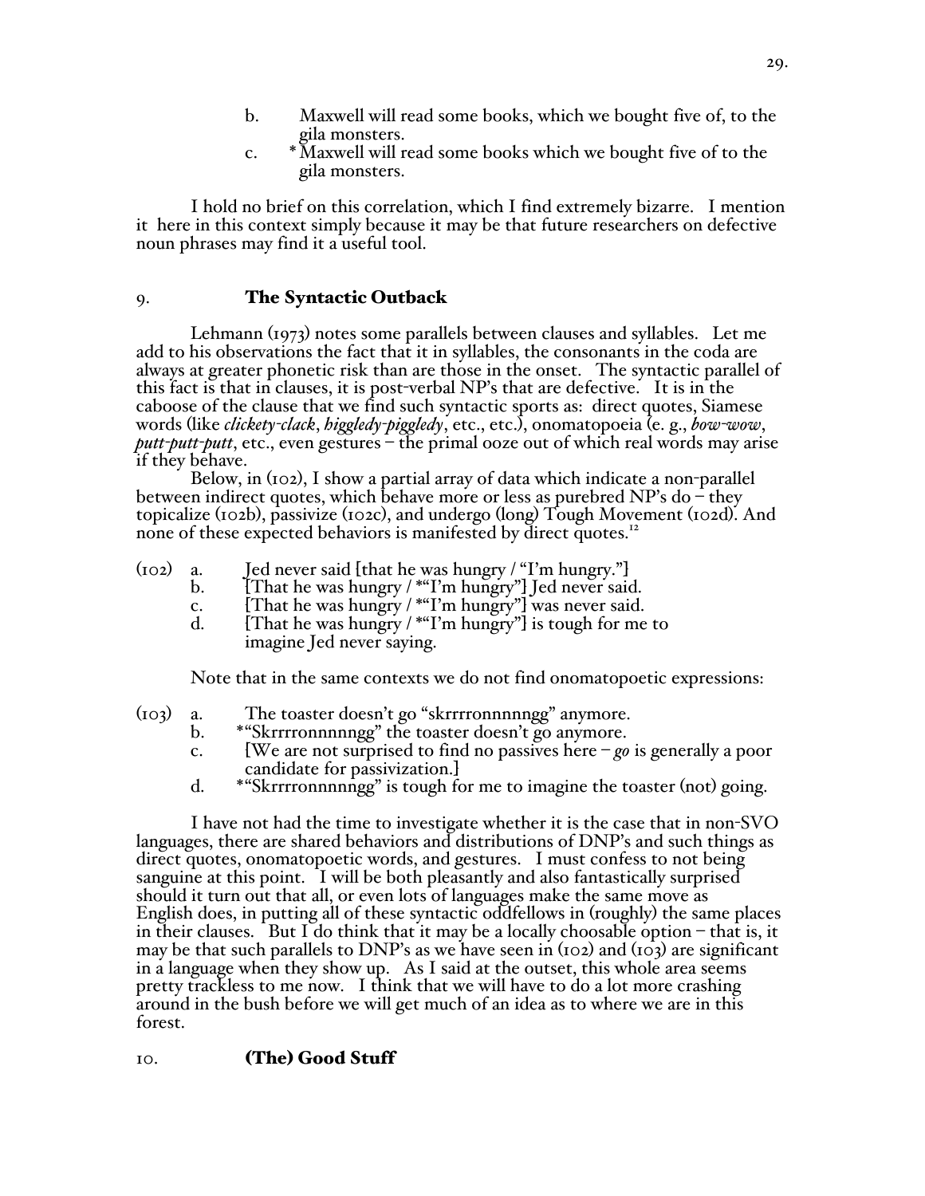b. Maxwell will read some books, which we bought five of, to the gila monsters.

c. * Maxwell will read some books which we bought five of to the gila monsters.

I hold no brief on this correlation, which I find extremely bizarre. I mention it here in this context simply because it may be that future researchers on defective noun phrases may find it a useful tool.

## 9. The Syntactic Outback

Lehmann (1973) notes some parallels between clauses and syllables. Let me add to his observations the fact that it in syllables, the consonants in the coda are always at greater phonetic risk than are those in the onset. The syntactic parallel of this fact is that in clauses, it is post-verbal NP's that are defective. It is in the caboose of the clause that we find such syntactic sports as: direct quotes, Siamese words (like *clickety-clack*, *higgledy-piggledy*, etc., etc.), onomatopoeia (e. g., *bow-wow*, *putt-putt-putt*, etc., even gestures – the primal ooze out of which real words may arise if they behave.

Below, in (102), I show a partial array of data which indicate a non-parallel between indirect quotes, which behave more or less as purebred NP's do – they topicalize (102b), passivize (102c), and undergo (long) Tough Movement (102d). And none of these expected behaviors is manifested by direct quotes.[12]

(102) a. Jed never said [that he was hungry / "I'm hungry."]

b. [That he was hungry / *"I'm hungry"] Jed never said.

c. [That he was hungry / *"I'm hungry"] was never said.

d. [That he was hungry / *"I'm hungry"] is tough for me to imagine Jed never saying.

Note that in the same contexts we do not find onomatopoetic expressions:

(103) a. The toaster doesn't go "skrrrronnnnngg" anymore.

b. *"Skrrrronnnnngg" the toaster doesn't go anymore.

c. [We are not surprised to find no passives here – *go* is generally a poor candidate for passivization.]

d. *"Skrrrronnnnngg" is tough for me to imagine the toaster (not) going.

I have not had the time to investigate whether it is the case that in non-SVO languages, there are shared behaviors and distributions of DNP's and such things as direct quotes, onomatopoetic words, and gestures. I must confess to not being sanguine at this point. I will be both pleasantly and also fantastically surprised should it turn out that all, or even lots of languages make the same move as English does, in putting all of these syntactic oddfellows in (roughly) the same places in their clauses. But I do think that it may be a locally choosable option – that is, it may be that such parallels to DNP's as we have seen in (102) and (103) are significant in a language when they show up. As I said at the outset, this whole area seems pretty trackless to me now. I think that we will have to do a lot more crashing around in the bush before we will get much of an idea as to where we are in this forest.

## 10. (The) Good Stuff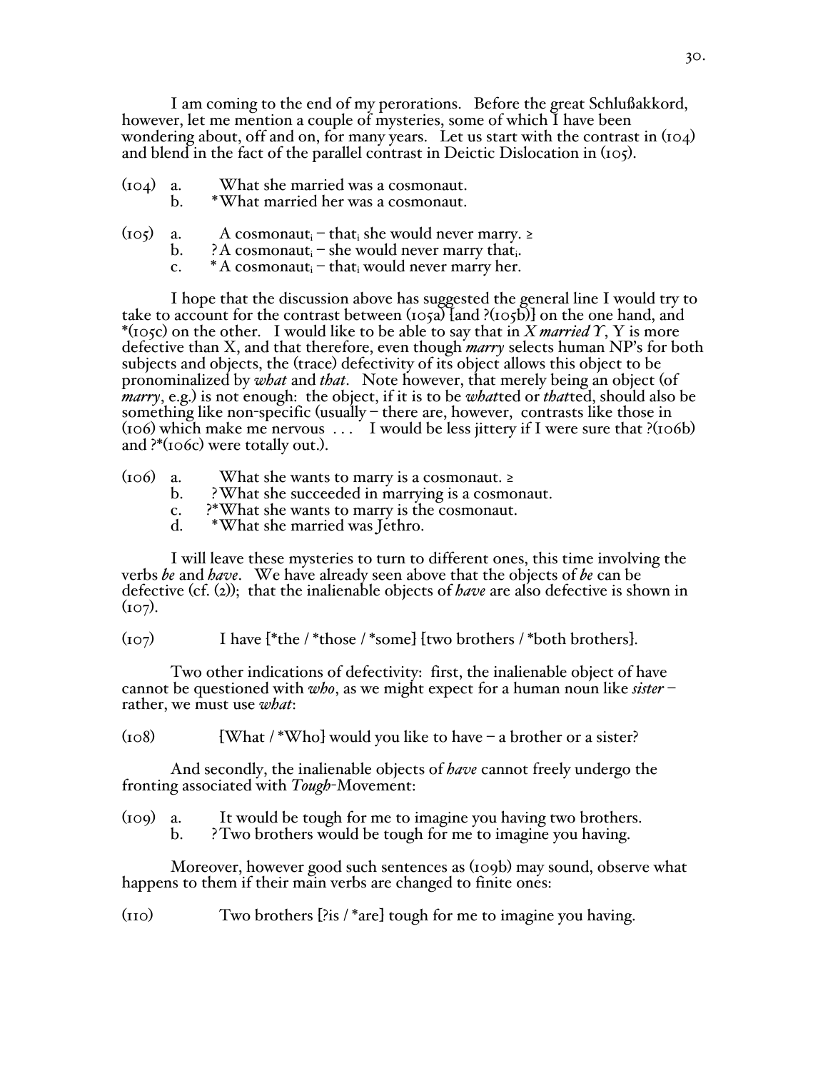I am coming to the end of my perorations. Before the great Schlußakkord, however, let me mention a couple of mysteries, some of which I have been wondering about, off and on, for many years. Let us start with the contrast in (104) and blend in the fact of the parallel contrast in Deictic Dislocation in (105).

(104) a. What she married was a cosmonaut.
b. *What married her was a cosmonaut.

(105) a. A cosmonaut$_i$ – that$_i$ she would never marry. ≥
b. ? A cosmonaut$_i$ – she would never marry that$_i$.
c. * A cosmonaut$_i$ – that$_i$ would never marry her.

I hope that the discussion above has suggested the general line I would try to take to account for the contrast between (105a) [and ?(105b)] on the one hand, and *(105c) on the other. I would like to be able to say that in *X married Y*, Y is more defective than X, and that therefore, even though *marry* selects human NP's for both subjects and objects, the (trace) defectivity of its object allows this object to be pronominalized by *what* and *that*. Note however, that merely being an object (of *marry*, e.g.) is not enough: the object, if it is to be *what*ted or *that*ted, should also be something like non-specific (usually – there are, however, contrasts like those in (106) which make me nervous . . . I would be less jittery if I were sure that ?(106b) and ?*(106c) were totally out.).

(106) a. What she wants to marry is a cosmonaut. ≥
b. ? What she succeeded in marrying is a cosmonaut.
c. ?* What she wants to marry is the cosmonaut.
d. * What she married was Jethro.

I will leave these mysteries to turn to different ones, this time involving the verbs *be* and *have*. We have already seen above that the objects of *be* can be defective (cf. (2)); that the inalienable objects of *have* are also defective is shown in (107).

(107) I have [*the / *those / *some] [two brothers / *both brothers].

Two other indications of defectivity: first, the inalienable object of have cannot be questioned with *who*, as we might expect for a human noun like *sister* – rather, we must use *what*:

(108) [What / *Who] would you like to have – a brother or a sister?

And secondly, the inalienable objects of *have* cannot freely undergo the fronting associated with *Tough*-Movement:

(109) a. It would be tough for me to imagine you having two brothers.
b. ? Two brothers would be tough for me to imagine you having.

Moreover, however good such sentences as (109b) may sound, observe what happens to them if their main verbs are changed to finite ones:

(110) Two brothers [?is / *are] tough for me to imagine you having.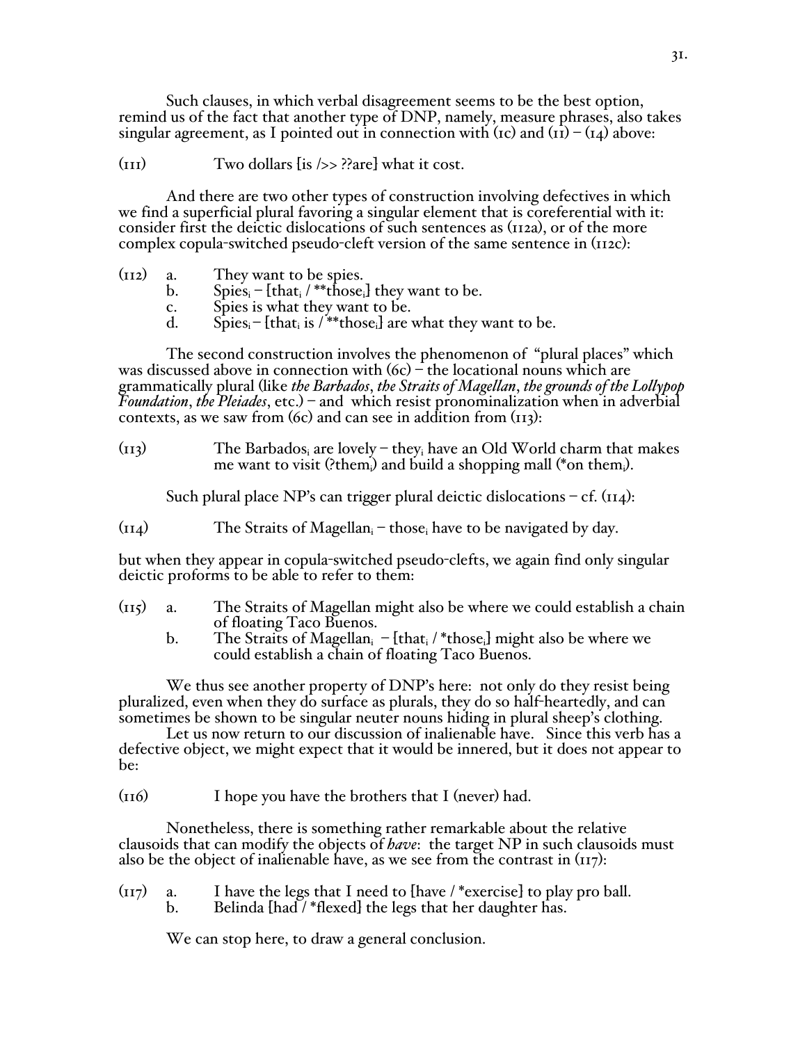Such clauses, in which verbal disagreement seems to be the best option, remind us of the fact that another type of DNP, namely, measure phrases, also takes singular agreement, as I pointed out in connection with (1c) and (11) – (14) above:

(111) Two dollars [is />> ??are] what it cost.

And there are two other types of construction involving defectives in which we find a superficial plural favoring a singular element that is coreferential with it: consider first the deictic dislocations of such sentences as (112a), or of the more complex copula-switched pseudo-cleft version of the same sentence in (112c):

(112) a. They want to be spies.
b. Spies$_i$ – [that$_i$ / **those$_i$] they want to be.
c. Spies is what they want to be.
d. Spies$_i$ – [that$_i$ is / **those$_i$] are what they want to be.

The second construction involves the phenomenon of "plural places" which was discussed above in connection with (6c) – the locational nouns which are grammatically plural (like *the Barbados*, *the Straits of Magellan*, *the grounds of the Lollypop Foundation*, *the Pleiades*, etc.) – and which resist pronominalization when in adverbial contexts, as we saw from (6c) and can see in addition from (113):

(113) The Barbados$_i$ are lovely – they$_i$ have an Old World charm that makes me want to visit (?them$_i$) and build a shopping mall (*on them$_i$).

Such plural place NP's can trigger plural deictic dislocations – cf. (114):

(114) The Straits of Magellan$_i$ – those$_i$ have to be navigated by day.

but when they appear in copula-switched pseudo-clefts, we again find only singular deictic proforms to be able to refer to them:

(115) a. The Straits of Magellan might also be where we could establish a chain of floating Taco Buenos.
b. The Straits of Magellan$_i$ – [that$_i$ / *those$_i$] might also be where we could establish a chain of floating Taco Buenos.

We thus see another property of DNP's here: not only do they resist being pluralized, even when they do surface as plurals, they do so half-heartedly, and can sometimes be shown to be singular neuter nouns hiding in plural sheep's clothing.

Let us now return to our discussion of inalienable have. Since this verb has a defective object, we might expect that it would be innered, but it does not appear to be:

(116) I hope you have the brothers that I (never) had.

Nonetheless, there is something rather remarkable about the relative clausoids that can modify the objects of *have*: the target NP in such clausoids must also be the object of inalienable have, as we see from the contrast in (117):

(117) a. I have the legs that I need to [have / *exercise] to play pro ball.
b. Belinda [had / *flexed] the legs that her daughter has.

We can stop here, to draw a general conclusion.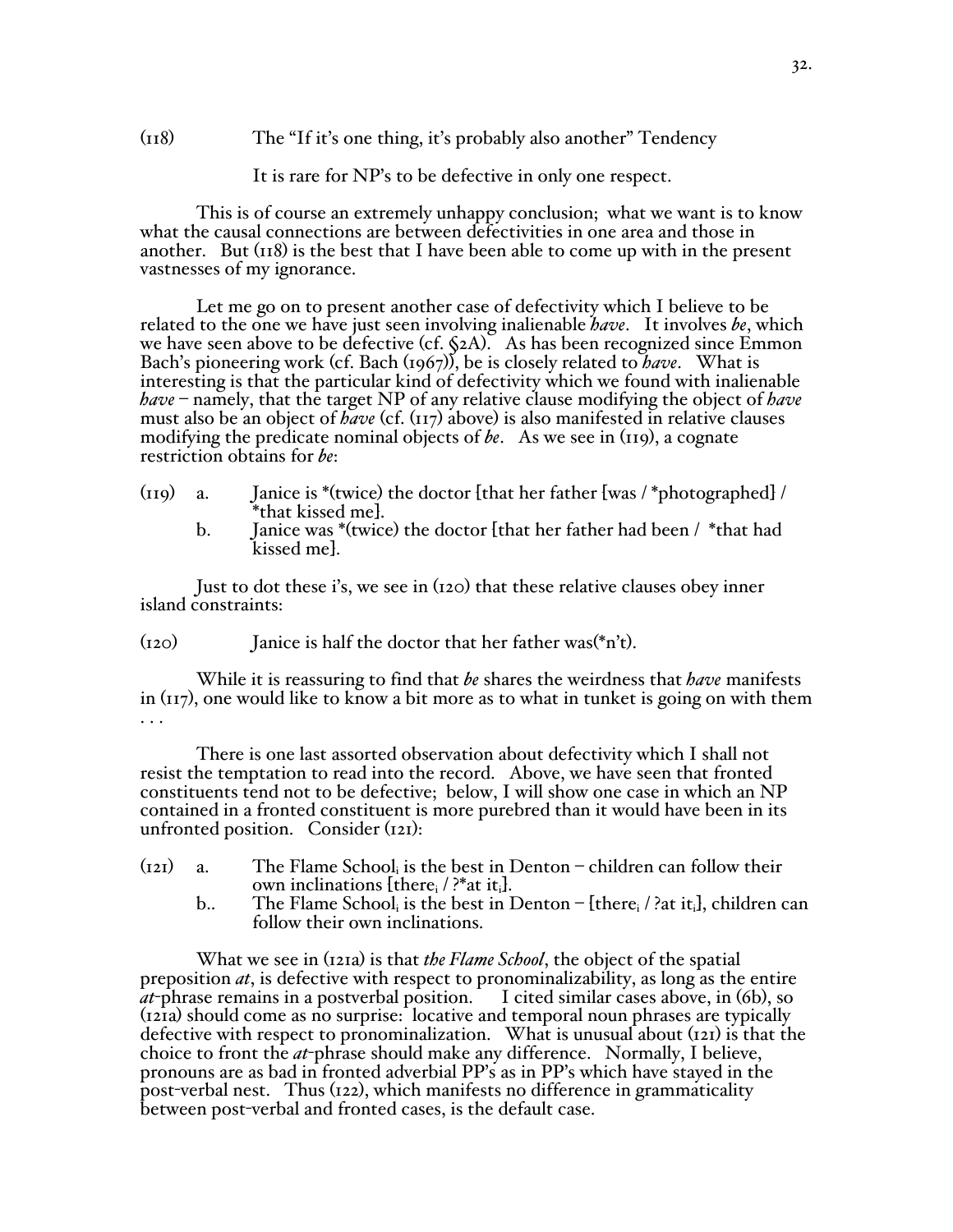(118) The "If it's one thing, it's probably also another" Tendency

It is rare for NP's to be defective in only one respect.

This is of course an extremely unhappy conclusion; what we want is to know what the causal connections are between defectivities in one area and those in another. But (118) is the best that I have been able to come up with in the present vastnesses of my ignorance.

Let me go on to present another case of defectivity which I believe to be related to the one we have just seen involving inalienable *have*. It involves *be*, which we have seen above to be defective (cf. §2A). As has been recognized since Emmon Bach's pioneering work (cf. Bach (1967)), be is closely related to *have*. What is interesting is that the particular kind of defectivity which we found with inalienable *have* – namely, that the target NP of any relative clause modifying the object of *have* must also be an object of *have* (cf. (117) above) is also manifested in relative clauses modifying the predicate nominal objects of *be*. As we see in (119), a cognate restriction obtains for *be*:

(119) a. Janice is *(twice) the doctor [that her father [was / *photographed] / *that kissed me].
b. Janice was *(twice) the doctor [that her father had been / *that had kissed me].

Just to dot these i's, we see in (120) that these relative clauses obey inner island constraints:

(120) Janice is half the doctor that her father was(*n't).

While it is reassuring to find that *be* shares the weirdness that *have* manifests in (117), one would like to know a bit more as to what in tunket is going on with them . . .

There is one last assorted observation about defectivity which I shall not resist the temptation to read into the record. Above, we have seen that fronted constituents tend not to be defective; below, I will show one case in which an NP contained in a fronted constituent is more purebred than it would have been in its unfronted position. Consider (121):

(121) a. The Flame School$_i$ is the best in Denton – children can follow their own inclinations [there$_i$ / ?*at it$_i$].
b.. The Flame School$_i$ is the best in Denton – [there$_i$ / ?at it$_i$], children can follow their own inclinations.

What we see in (121a) is that *the Flame School*, the object of the spatial preposition *at*, is defective with respect to pronominalizability, as long as the entire *at*-phrase remains in a postverbal position. I cited similar cases above, in (6b), so (121a) should come as no surprise: locative and temporal noun phrases are typically defective with respect to pronominalization. What is unusual about (121) is that the choice to front the *at*-phrase should make any difference. Normally, I believe, pronouns are as bad in fronted adverbial PP's as in PP's which have stayed in the post-verbal nest. Thus (122), which manifests no difference in grammaticality between post-verbal and fronted cases, is the default case.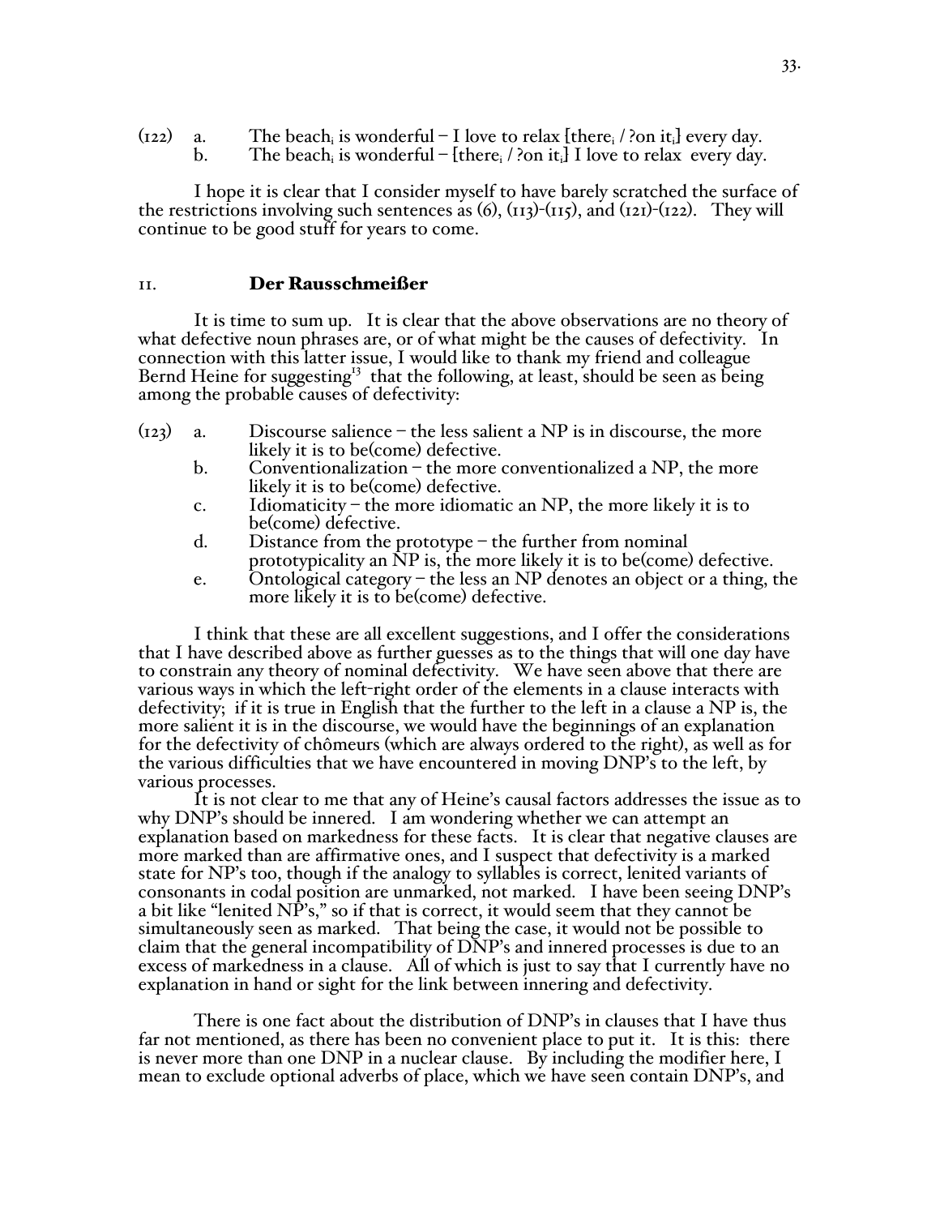(122) a. The beach$_i$ is wonderful – I love to relax [there$_i$ / ?on it$_i$] every day.
b. The beach$_i$ is wonderful – [there$_i$ / ?on it$_i$] I love to relax every day.

I hope it is clear that I consider myself to have barely scratched the surface of the restrictions involving such sentences as (6), (113)-(115), and (121)-(122). They will continue to be good stuff for years to come.

## 11. **Der Rausschmeißer**

It is time to sum up. It is clear that the above observations are no theory of what defective noun phrases are, or of what might be the causes of defectivity. In connection with this latter issue, I would like to thank my friend and colleague Bernd Heine for suggesting[13] that the following, at least, should be seen as being among the probable causes of defectivity:

(123) a. Discourse salience – the less salient a NP is in discourse, the more likely it is to be(come) defective.
b. Conventionalization – the more conventionalized a NP, the more likely it is to be(come) defective.
c. Idiomaticity – the more idiomatic an NP, the more likely it is to be(come) defective.
d. Distance from the prototype – the further from nominal prototypicality an NP is, the more likely it is to be(come) defective.
e. Ontological category – the less an NP denotes an object or a thing, the more likely it is to be(come) defective.

I think that these are all excellent suggestions, and I offer the considerations that I have described above as further guesses as to the things that will one day have to constrain any theory of nominal defectivity. We have seen above that there are various ways in which the left-right order of the elements in a clause interacts with defectivity; if it is true in English that the further to the left in a clause a NP is, the more salient it is in the discourse, we would have the beginnings of an explanation for the defectivity of chômeurs (which are always ordered to the right), as well as for the various difficulties that we have encountered in moving DNP's to the left, by various processes.

It is not clear to me that any of Heine's causal factors addresses the issue as to why DNP's should be innered. I am wondering whether we can attempt an explanation based on markedness for these facts. It is clear that negative clauses are more marked than are affirmative ones, and I suspect that defectivity is a marked state for NP's too, though if the analogy to syllables is correct, lenited variants of consonants in codal position are unmarked, not marked. I have been seeing DNP's a bit like "lenited NP's," so if that is correct, it would seem that they cannot be simultaneously seen as marked. That being the case, it would not be possible to claim that the general incompatibility of DNP's and innered processes is due to an excess of markedness in a clause. All of which is just to say that I currently have no explanation in hand or sight for the link between innering and defectivity.

There is one fact about the distribution of DNP's in clauses that I have thus far not mentioned, as there has been no convenient place to put it. It is this: there is never more than one DNP in a nuclear clause. By including the modifier here, I mean to exclude optional adverbs of place, which we have seen contain DNP's, and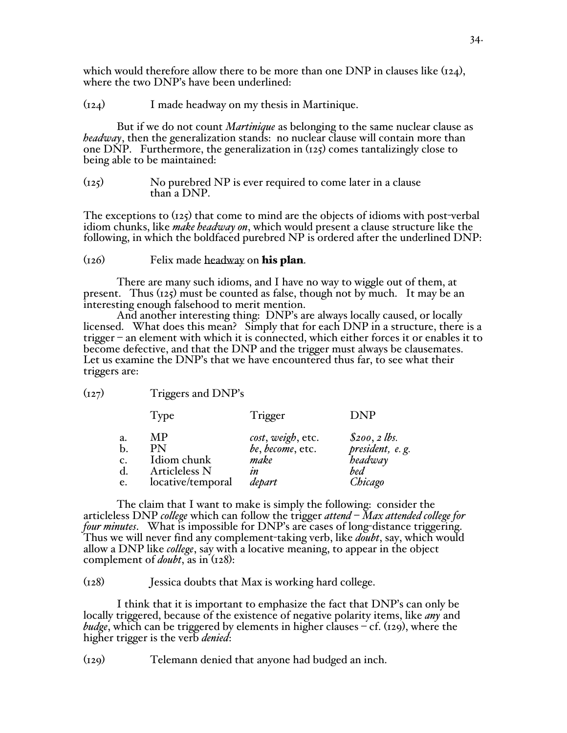which would therefore allow there to be more than one DNP in clauses like (124), where the two DNP's have been underlined:

(124) I made headway on my thesis in Martinique.

But if we do not count *Martinique* as belonging to the same nuclear clause as *headway*, then the generalization stands: no nuclear clause will contain more than one DNP. Furthermore, the generalization in (125) comes tantalizingly close to being able to be maintained:

(125) No purebred NP is ever required to come later in a clause than a DNP.

The exceptions to (125) that come to mind are the objects of idioms with post-verbal idiom chunks, like *make headway on*, which would present a clause structure like the following, in which the boldfaced purebred NP is ordered after the underlined DNP:

(126) Felix made <u>headway</u> on **his plan**.

There are many such idioms, and I have no way to wiggle out of them, at present. Thus (125) must be counted as false, though not by much. It may be an interesting enough falsehood to merit mention.

And another interesting thing: DNP's are always locally caused, or locally licensed. What does this mean? Simply that for each DNP in a structure, there is a trigger – an element with which it is connected, which either forces it or enables it to become defective, and that the DNP and the trigger must always be clausemates. Let us examine the DNP's that we have encountered thus far, to see what their triggers are:

(127) Triggers and DNP's

| | Type | Trigger | DNP |
|---|---|---|---|
| a. | MP | *cost*, *weigh*, etc. | *$200*, *2 lbs.* |
| b. | PN | *be*, *become*, etc. | *president*, *e. g.* |
| c. | Idiom chunk | *make* | *headway* |
| d. | Articleless N | *in* | *bed* |
| e. | locative/temporal | *depart* | *Chicago* |

The claim that I want to make is simply the following: consider the articleless DNP *college* which can follow the trigger *attend* – *Max attended college for four minutes*. What is impossible for DNP's are cases of long-distance triggering. Thus we will never find any complement-taking verb, like *doubt*, say, which would allow a DNP like *college*, say with a locative meaning, to appear in the object complement of *doubt*, as in (128):

(128) Jessica doubts that Max is working hard college.

I think that it is important to emphasize the fact that DNP's can only be locally triggered, because of the existence of negative polarity items, like *any* and *budge*, which can be triggered by elements in higher clauses – cf. (129), where the higher trigger is the verb *denied*:

(129) Telemann denied that anyone had budged an inch.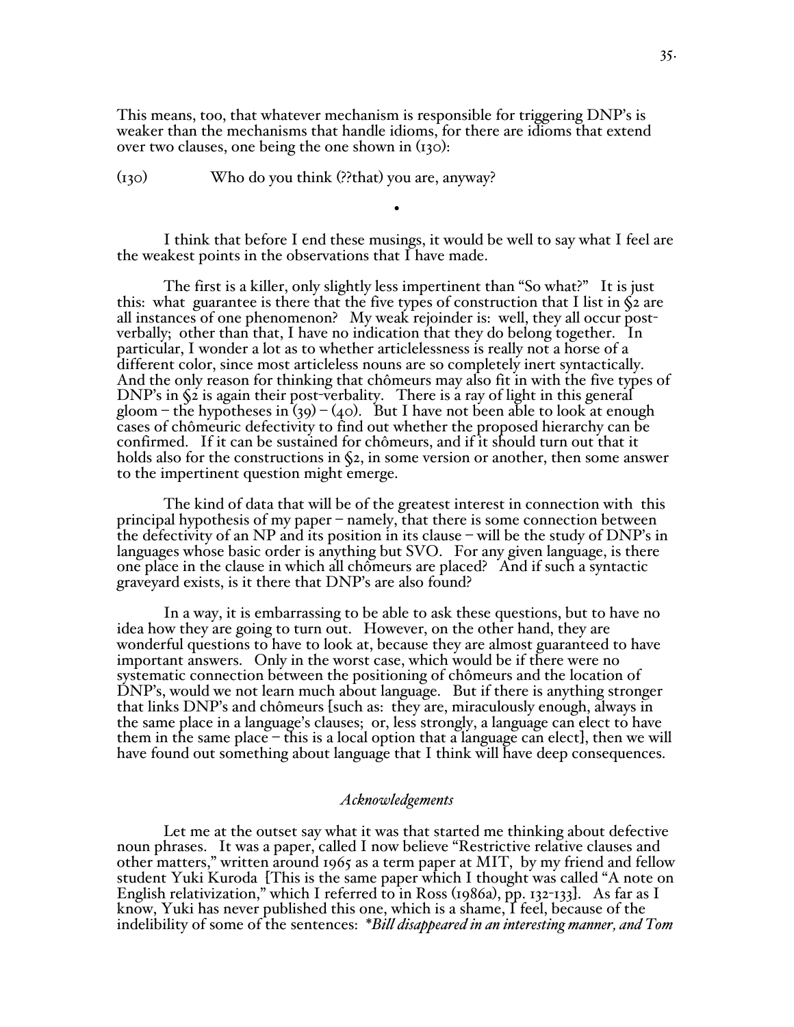This means, too, that whatever mechanism is responsible for triggering DNP's is weaker than the mechanisms that handle idioms, for there are idioms that extend over two clauses, one being the one shown in (130):

(130) Who do you think (??that) you are, anyway?

•

I think that before I end these musings, it would be well to say what I feel are the weakest points in the observations that I have made.

The first is a killer, only slightly less impertinent than "So what?" It is just this: what guarantee is there that the five types of construction that I list in §2 are all instances of one phenomenon? My weak rejoinder is: well, they all occur post-verbally; other than that, I have no indication that they do belong together. In particular, I wonder a lot as to whether articlelessness is really not a horse of a different color, since most articleless nouns are so completely inert syntactically. And the only reason for thinking that chômeurs may also fit in with the five types of DNP's in §2 is again their post-verbality. There is a ray of light in this general gloom – the hypotheses in (39) – (40). But I have not been able to look at enough cases of chômeuric defectivity to find out whether the proposed hierarchy can be confirmed. If it can be sustained for chômeurs, and if it should turn out that it holds also for the constructions in §2, in some version or another, then some answer to the impertinent question might emerge.

The kind of data that will be of the greatest interest in connection with this principal hypothesis of my paper – namely, that there is some connection between the defectivity of an NP and its position in its clause – will be the study of DNP's in languages whose basic order is anything but SVO. For any given language, is there one place in the clause in which all chômeurs are placed? And if such a syntactic graveyard exists, is it there that DNP's are also found?

In a way, it is embarrassing to be able to ask these questions, but to have no idea how they are going to turn out. However, on the other hand, they are wonderful questions to have to look at, because they are almost guaranteed to have important answers. Only in the worst case, which would be if there were no systematic connection between the positioning of chômeurs and the location of DNP's, would we not learn much about language. But if there is anything stronger that links DNP's and chômeurs [such as: they are, miraculously enough, always in the same place in a language's clauses; or, less strongly, a language can elect to have them in the same place – this is a local option that a language can elect], then we will have found out something about language that I think will have deep consequences.

## *Acknowledgements*

Let me at the outset say what it was that started me thinking about defective noun phrases. It was a paper, called I now believe "Restrictive relative clauses and other matters," written around 1965 as a term paper at MIT, by my friend and fellow student Yuki Kuroda [This is the same paper which I thought was called "A note on English relativization," which I referred to in Ross (1986a), pp. 132-133]. As far as I know, Yuki has never published this one, which is a shame, I feel, because of the indelibility of some of the sentences: *\*Bill disappeared in an interesting manner, and Tom*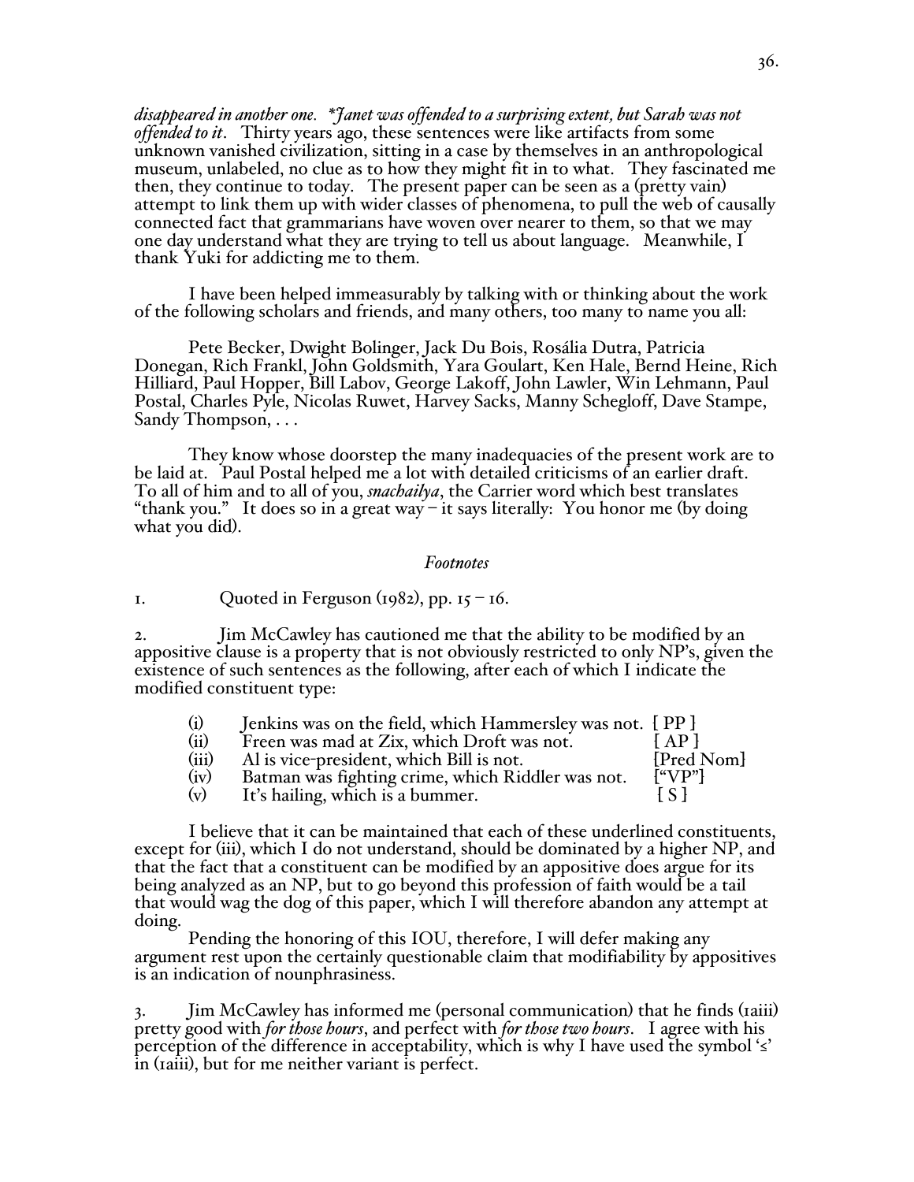*disappeared in another one. \*Janet was offended to a surprising extent, but Sarah was not offended to it*. Thirty years ago, these sentences were like artifacts from some unknown vanished civilization, sitting in a case by themselves in an anthropological museum, unlabeled, no clue as to how they might fit in to what. They fascinated me then, they continue to today. The present paper can be seen as a (pretty vain) attempt to link them up with wider classes of phenomena, to pull the web of causally connected fact that grammarians have woven over nearer to them, so that we may one day understand what they are trying to tell us about language. Meanwhile, I thank Yuki for addicting me to them.

I have been helped immeasurably by talking with or thinking about the work of the following scholars and friends, and many others, too many to name you all:

Pete Becker, Dwight Bolinger, Jack Du Bois, Rosália Dutra, Patricia Donegan, Rich Frankl, John Goldsmith, Yara Goulart, Ken Hale, Bernd Heine, Rich Hilliard, Paul Hopper, Bill Labov, George Lakoff, John Lawler, Win Lehmann, Paul Postal, Charles Pyle, Nicolas Ruwet, Harvey Sacks, Manny Schegloff, Dave Stampe, Sandy Thompson, . . .

They know whose doorstep the many inadequacies of the present work are to be laid at. Paul Postal helped me a lot with detailed criticisms of an earlier draft. To all of him and to all of you, *snachailya*, the Carrier word which best translates "thank you." It does so in a great way – it says literally: You honor me (by doing what you did).

## *Footnotes*

1. Quoted in Ferguson (1982), pp. 15 – 16.

2. Jim McCawley has cautioned me that the ability to be modified by an appositive clause is a property that is not obviously restricted to only NP's, given the existence of such sentences as the following, after each of which I indicate the modified constituent type:

| | | |
|---|---|---|
| (i) | Jenkins was on the field, which Hammersley was not. | [ PP ] |
| (ii) | Freen was mad at Zix, which Droft was not. | [ AP ] |
| (iii) | Al is vice-president, which Bill is not. | [Pred Nom] |
| (iv) | Batman was fighting crime, which Riddler was not. | ["VP"] |
| (v) | It's hailing, which is a bummer. | [ S ] |

I believe that it can be maintained that each of these underlined constituents, except for (iii), which I do not understand, should be dominated by a higher NP, and that the fact that a constituent can be modified by an appositive does argue for its being analyzed as an NP, but to go beyond this profession of faith would be a tail that would wag the dog of this paper, which I will therefore abandon any attempt at doing.

Pending the honoring of this IOU, therefore, I will defer making any argument rest upon the certainly questionable claim that modifiability by appositives is an indication of nounphrasiness.

3. Jim McCawley has informed me (personal communication) that he finds (1aiii) pretty good with *for those hours*, and perfect with *for those two hours*. I agree with his perception of the difference in acceptability, which is why I have used the symbol '≤' in (1aiii), but for me neither variant is perfect.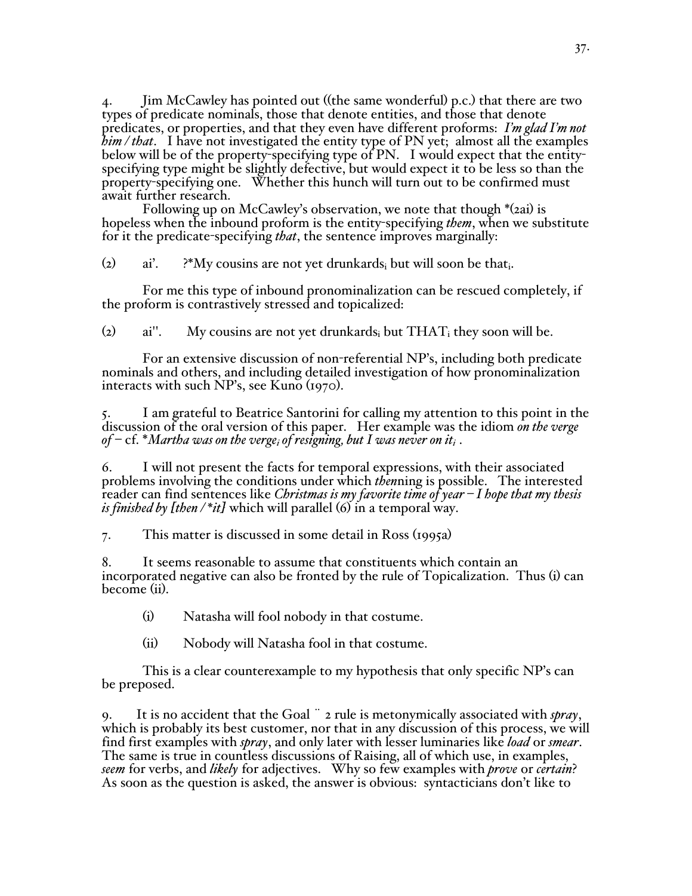4. Jim McCawley has pointed out ((the same wonderful) p.c.) that there are two types of predicate nominals, those that denote entities, and those that denote predicates, or properties, and that they even have different proforms: *I'm glad I'm not him / that*. I have not investigated the entity type of PN yet; almost all the examples below will be of the property-specifying type of PN. I would expect that the entity-specifying type might be slightly defective, but would expect it to be less so than the property-specifying one. Whether this hunch will turn out to be confirmed must await further research.

Following up on McCawley's observation, we note that though *(2ai) is hopeless when the inbound proform is the entity-specifying *them*, when we substitute for it the predicate-specifying *that*, the sentence improves marginally:

(2) ai'. ?*My cousins are not yet drunkards$_i$ but will soon be that$_i$.

For me this type of inbound pronominalization can be rescued completely, if the proform is contrastively stressed and topicalized:

(2) ai''. My cousins are not yet drunkards$_i$ but THAT$_i$ they soon will be.

For an extensive discussion of non-referential NP's, including both predicate nominals and others, and including detailed investigation of how pronominalization interacts with such NP's, see Kuno (1970).

5. I am grateful to Beatrice Santorini for calling my attention to this point in the discussion of the oral version of this paper. Her example was the idiom *on the verge of* – cf. **Martha was on the verge$_i$ of resigning, but I was never on it$_i$* .

6. I will not present the facts for temporal expressions, with their associated problems involving the conditions under which *then*ning is possible. The interested reader can find sentences like *Christmas is my favorite time of year – I hope that my thesis is finished by [then / *it]* which will parallel (6) in a temporal way.

7. This matter is discussed in some detail in Ross (1995a)

8. It seems reasonable to assume that constituents which contain an incorporated negative can also be fronted by the rule of Topicalization. Thus (i) can become (ii).

(i) Natasha will fool nobody in that costume.

(ii) Nobody will Natasha fool in that costume.

This is a clear counterexample to my hypothesis that only specific NP's can be preposed.

9. It is no accident that the Goal ¨ 2 rule is metonymically associated with *spray*, which is probably its best customer, nor that in any discussion of this process, we will find first examples with *spray*, and only later with lesser luminaries like *load* or *smear*. The same is true in countless discussions of Raising, all of which use, in examples, *seem* for verbs, and *likely* for adjectives. Why so few examples with *prove* or *certain*? As soon as the question is asked, the answer is obvious: syntacticians don't like to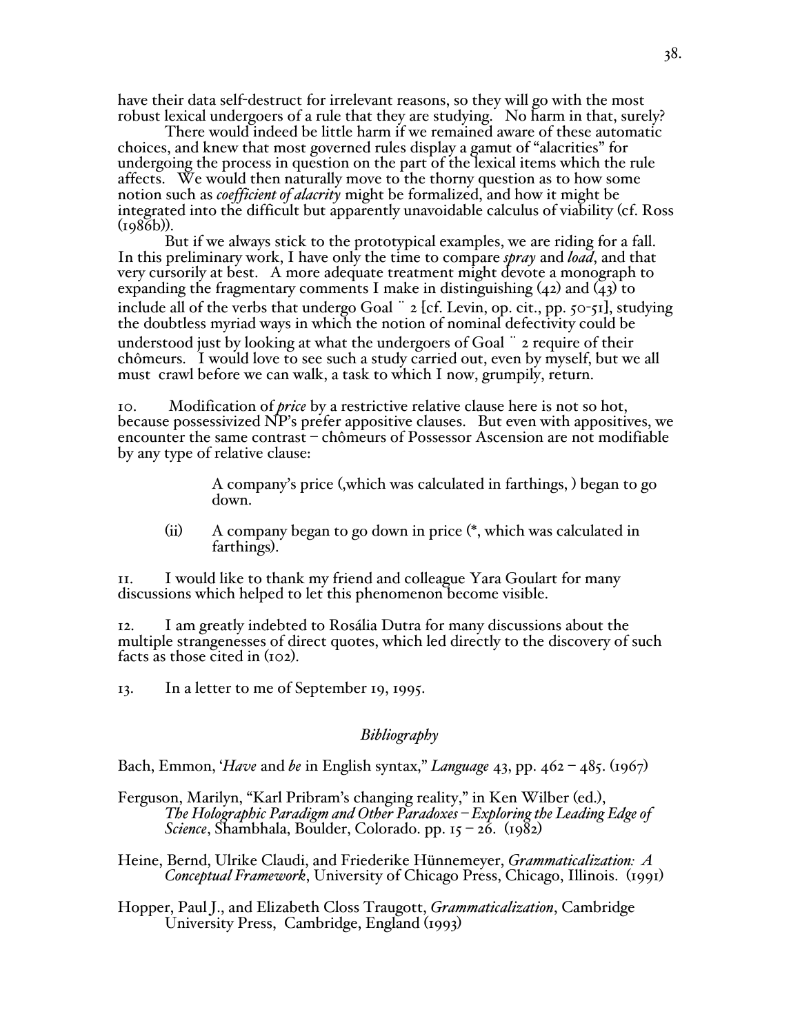have their data self-destruct for irrelevant reasons, so they will go with the most robust lexical undergoers of a rule that they are studying. No harm in that, surely?

There would indeed be little harm if we remained aware of these automatic choices, and knew that most governed rules display a gamut of "alacrities" for undergoing the process in question on the part of the lexical items which the rule affects. We would then naturally move to the thorny question as to how some notion such as *coefficient of alacrity* might be formalized, and how it might be integrated into the difficult but apparently unavoidable calculus of viability (cf. Ross (1986b)).

But if we always stick to the prototypical examples, we are riding for a fall. In this preliminary work, I have only the time to compare *spray* and *load*, and that very cursorily at best. A more adequate treatment might devote a monograph to expanding the fragmentary comments I make in distinguishing (42) and (43) to include all of the verbs that undergo Goal ¨ 2 [cf. Levin, op. cit., pp. 50-51], studying the doubtless myriad ways in which the notion of nominal defectivity could be understood just by looking at what the undergoers of Goal ¨ 2 require of their chômeurs. I would love to see such a study carried out, even by myself, but we all must crawl before we can walk, a task to which I now, grumpily, return.

10. Modification of *price* by a restrictive relative clause here is not so hot, because possessivized NP's prefer appositive clauses. But even with appositives, we encounter the same contrast – chômeurs of Possessor Ascension are not modifiable by any type of relative clause:

> A company's price (,which was calculated in farthings, ) began to go down.
>
> (ii) A company began to go down in price (*, which was calculated in farthings).

11. I would like to thank my friend and colleague Yara Goulart for many discussions which helped to let this phenomenon become visible.

12. I am greatly indebted to Rosália Dutra for many discussions about the multiple strangenesses of direct quotes, which led directly to the discovery of such facts as those cited in (102).

13. In a letter to me of September 19, 1995.

## *Bibliography*

Bach, Emmon, '*Have* and *be* in English syntax," *Language* 43, pp. 462 – 485. (1967)

Ferguson, Marilyn, "Karl Pribram's changing reality," in Ken Wilber (ed.), *The Holographic Paradigm and Other Paradoxes – Exploring the Leading Edge of Science*, Shambhala, Boulder, Colorado. pp. 15 – 26. (1982)

Heine, Bernd, Ulrike Claudi, and Friederike Hünnemeyer, *Grammaticalization: A Conceptual Framework*, University of Chicago Press, Chicago, Illinois. (1991)

Hopper, Paul J., and Elizabeth Closs Traugott, *Grammaticalization*, Cambridge University Press, Cambridge, England (1993)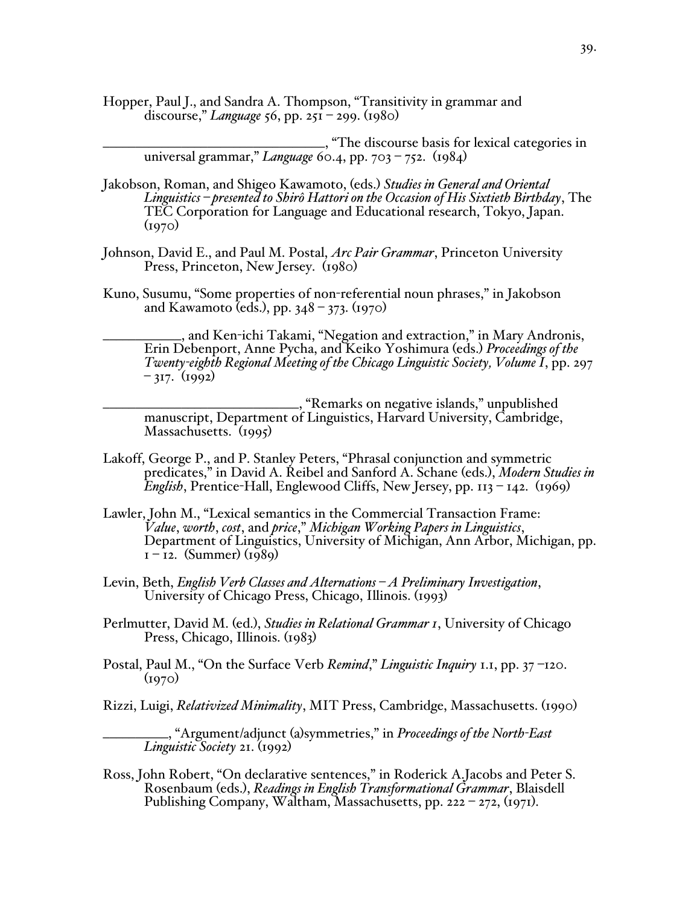Hopper, Paul J., and Sandra A. Thompson, "Transitivity in grammar and discourse," *Language* 56, pp. 251 – 299. (1980)

______________________________, "The discourse basis for lexical categories in universal grammar," *Language* 60.4, pp. 703 – 752. (1984)

Jakobson, Roman, and Shigeo Kawamoto, (eds.) *Studies in General and Oriental Linguistics – presented to Shirô Hattori on the Occasion of His Sixtieth Birthday*, The TEC Corporation for Language and Educational research, Tokyo, Japan. (1970)

Johnson, David E., and Paul M. Postal, *Arc Pair Grammar*, Princeton University Press, Princeton, New Jersey. (1980)

Kuno, Susumu, "Some properties of non-referential noun phrases," in Jakobson and Kawamoto (eds.), pp. 348 – 373. (1970)

__________, and Ken-ichi Takami, "Negation and extraction," in Mary Andronis, Erin Debenport, Anne Pycha, and Keiko Yoshimura (eds.) *Proceedings of the Twenty-eighth Regional Meeting of the Chicago Linguistic Society, Volume I*, pp. 297 – 317. (1992)

___________________________, "Remarks on negative islands," unpublished manuscript, Department of Linguistics, Harvard University, Cambridge, Massachusetts. (1995)

Lakoff, George P., and P. Stanley Peters, "Phrasal conjunction and symmetric predicates," in David A. Reibel and Sanford A. Schane (eds.), *Modern Studies in English*, Prentice-Hall, Englewood Cliffs, New Jersey, pp. 113 – 142. (1969)

Lawler, John M., "Lexical semantics in the Commercial Transaction Frame: *Value*, *worth*, *cost*, and *price*," *Michigan Working Papers in Linguistics*, Department of Linguistics, University of Michigan, Ann Arbor, Michigan, pp. 1 – 12. (Summer) (1989)

Levin, Beth, *English Verb Classes and Alternations – A Preliminary Investigation*, University of Chicago Press, Chicago, Illinois. (1993)

Perlmutter, David M. (ed.), *Studies in Relational Grammar 1*, University of Chicago Press, Chicago, Illinois. (1983)

Postal, Paul M., "On the Surface Verb *Remind*," *Linguistic Inquiry* 1.1, pp. 37 –120. (1970)

Rizzi, Luigi, *Relativized Minimality*, MIT Press, Cambridge, Massachusetts. (1990)

_________, "Argument/adjunct (a)symmetries," in *Proceedings of the North-East Linguistic Society* 21. (1992)

Ross, John Robert, "On declarative sentences," in Roderick A.Jacobs and Peter S. Rosenbaum (eds.), *Readings in English Transformational Grammar*, Blaisdell Publishing Company, Waltham, Massachusetts, pp. 222 – 272, (1971).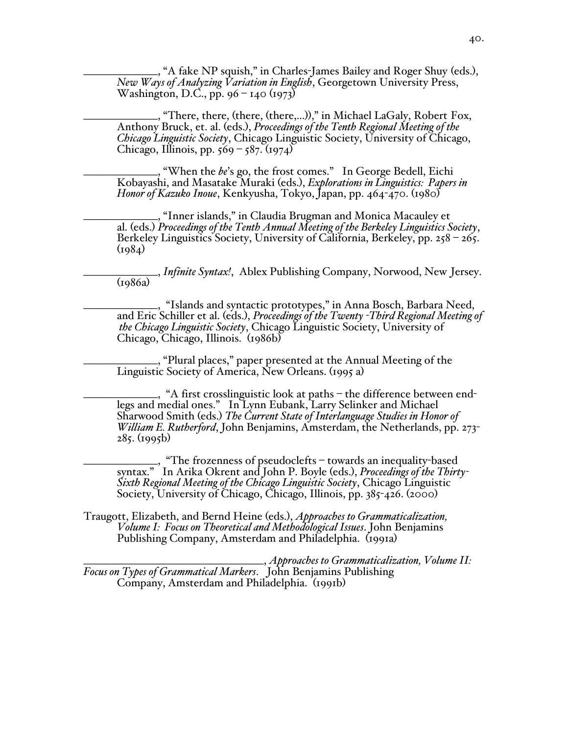_____________, "A fake NP squish," in Charles-James Bailey and Roger Shuy (eds.), *New Ways of Analyzing Variation in English*, Georgetown University Press, Washington, D.C., pp. 96 – 140 (1973)

_____________, "There, there, (there, (there,…))," in Michael LaGaly, Robert Fox, Anthony Bruck, et. al. (eds.), *Proceedings of the Tenth Regional Meeting of the Chicago Linguistic Society*, Chicago Linguistic Society, University of Chicago, Chicago, Illinois, pp. 569 – 587. (1974)

_____________, "When the *be*'s go, the frost comes." In George Bedell, Eichi Kobayashi, and Masatake Muraki (eds.), *Explorations in Linguistics: Papers in Honor of Kazuko Inoue*, Kenkyusha, Tokyo, Japan, pp. 464-470. (1980)

_____________, "Inner islands," in Claudia Brugman and Monica Macauley et al. (eds.) *Proceedings of the Tenth Annual Meeting of the Berkeley Linguistics Society*, Berkeley Linguistics Society, University of California, Berkeley, pp. 258 – 265. (1984)

_____________, *Infinite Syntax!*, Ablex Publishing Company, Norwood, New Jersey. (1986a)

_____________, "Islands and syntactic prototypes," in Anna Bosch, Barbara Need, and Eric Schiller et al. (eds.), *Proceedings of the Twenty -Third Regional Meeting of the Chicago Linguistic Society*, Chicago Linguistic Society, University of Chicago, Chicago, Illinois. (1986b)

_____________, "Plural places," paper presented at the Annual Meeting of the Linguistic Society of America, New Orleans. (1995 a)

_____________, "A first crosslinguistic look at paths – the difference between end-legs and medial ones." In Lynn Eubank, Larry Selinker and Michael Sharwood Smith (eds.) *The Current State of Interlanguage Studies in Honor of William E. Rutherford*, John Benjamins, Amsterdam, the Netherlands, pp. 273-285. (1995b)

_____________, "The frozenness of pseudoclefts – towards an inequality-based syntax." In Arika Okrent and John P. Boyle (eds.), *Proceedings of the Thirty-Sixth Regional Meeting of the Chicago Linguistic Society*, Chicago Linguistic Society, University of Chicago, Chicago, Illinois, pp. 385-426. (2000)

Traugott, Elizabeth, and Bernd Heine (eds.), *Approaches to Grammaticalization, Volume I: Focus on Theoretical and Methodological Issues*. John Benjamins Publishing Company, Amsterdam and Philadelphia. (1991a)

_____________________________, *Approaches to Grammaticalization, Volume II: Focus on Types of Grammatical Markers*. John Benjamins Publishing Company, Amsterdam and Philadelphia. (1991b)